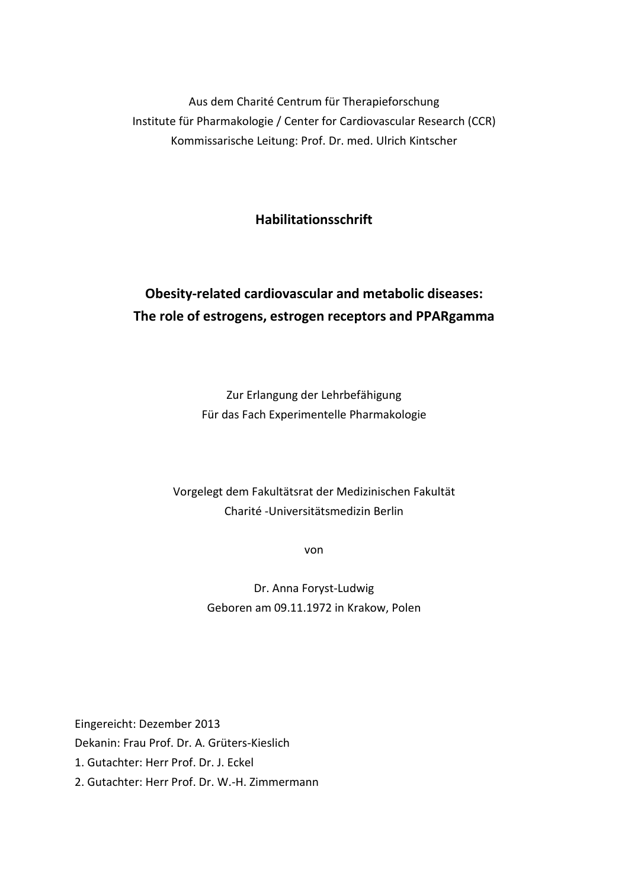Aus dem Charité Centrum für Therapieforschung
Institute für Pharmakologie / Center for Cardiovascular Research (CCR)
Kommissarische Leitung: Prof. Dr. med. Ulrich Kintscher

# Habilitationsschrift

## Obesity-related cardiovascular and metabolic diseases: The role of estrogens, estrogen receptors and PPARgamma

Zur Erlangung der Lehrbefähigung
Für das Fach Experimentelle Pharmakologie

Vorgelegt dem Fakultätsrat der Medizinischen Fakultät
Charité -Universitätsmedizin Berlin

von

Dr. Anna Foryst-Ludwig
Geboren am 09.11.1972 in Krakow, Polen

Eingereicht: Dezember 2013
Dekanin: Frau Prof. Dr. A. Grüters-Kieslich
1. Gutachter: Herr Prof. Dr. J. Eckel
2. Gutachter: Herr Prof. Dr. W.-H. Zimmermann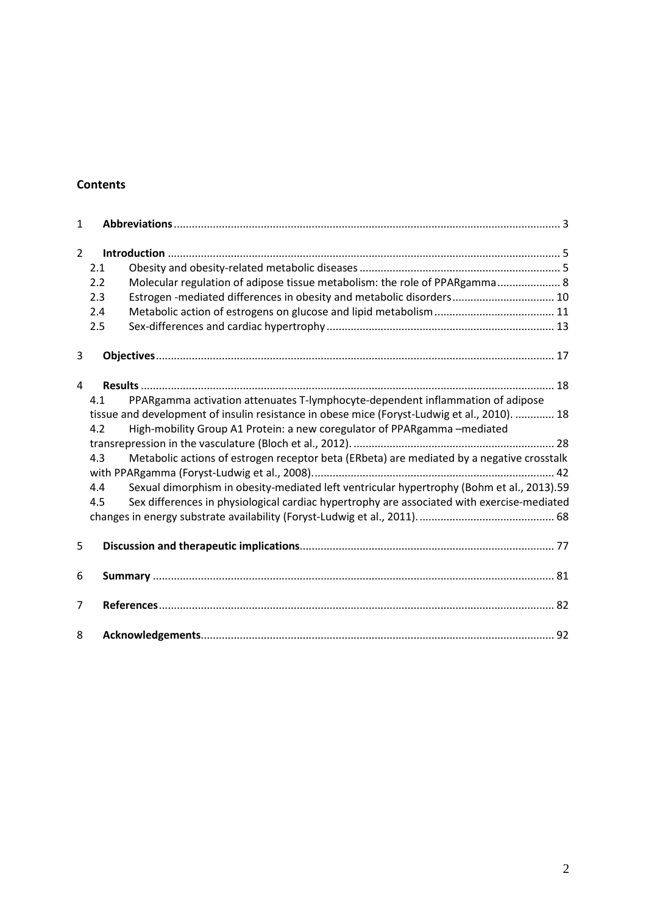## Contents

1 **Abbreviations** ............................................................ 3

2 **Introduction** ............................................................ 5

- 2.1 Obesity and obesity-related metabolic diseases ............................................................ 5
- 2.2 Molecular regulation of adipose tissue metabolism: the role of PPARgamma ............................................................ 8
- 2.3 Estrogen -mediated differences in obesity and metabolic disorders ............................................................ 10
- 2.4 Metabolic action of estrogens on glucose and lipid metabolism ............................................................ 11
- 2.5 Sex-differences and cardiac hypertrophy ............................................................ 13

3 **Objectives** ............................................................ 17

4 **Results** ............................................................ 18

- 4.1 PPARgamma activation attenuates T-lymphocyte-dependent inflammation of adipose tissue and development of insulin resistance in obese mice (Foryst-Ludwig et al., 2010). ............................................................ 18
- 4.2 High-mobility Group A1 Protein: a new coregulator of PPARgamma –mediated transrepression in the vasculature (Bloch et al., 2012). ............................................................ 28
- 4.3 Metabolic actions of estrogen receptor beta (ERbeta) are mediated by a negative crosstalk with PPARgamma (Foryst-Ludwig et al., 2008). ............................................................ 42
- 4.4 Sexual dimorphism in obesity-mediated left ventricular hypertrophy (Bohm et al., 2013). 59
- 4.5 Sex differences in physiological cardiac hypertrophy are associated with exercise-mediated changes in energy substrate availability (Foryst-Ludwig et al., 2011). ............................................................ 68

5 **Discussion and therapeutic implications** ............................................................ 77

6 **Summary** ............................................................ 81

7 **References** ............................................................ 82

8 **Acknowledgements** ............................................................ 92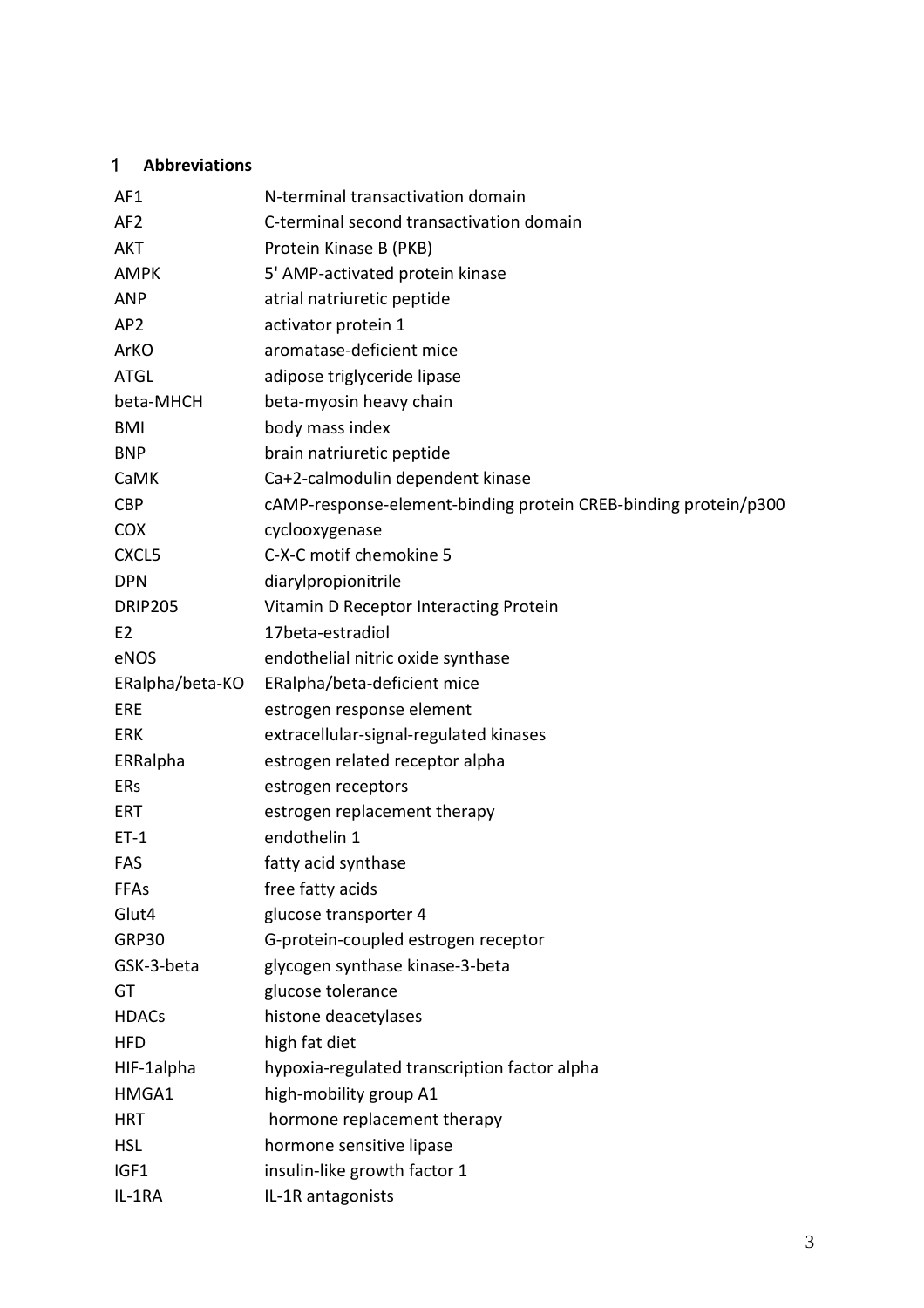# 1 Abbreviations

| | |
|---|---|
| AF1 | N-terminal transactivation domain |
| AF2 | C-terminal second transactivation domain |
| AKT | Protein Kinase B (PKB) |
| AMPK | 5' AMP-activated protein kinase |
| ANP | atrial natriuretic peptide |
| AP2 | activator protein 1 |
| ArKO | aromatase-deficient mice |
| ATGL | adipose triglyceride lipase |
| beta-MHCH | beta-myosin heavy chain |
| BMI | body mass index |
| BNP | brain natriuretic peptide |
| CaMK | Ca+2-calmodulin dependent kinase |
| CBP | cAMP-response-element-binding protein CREB-binding protein/p300 |
| COX | cyclooxygenase |
| CXCL5 | C-X-C motif chemokine 5 |
| DPN | diarylpropionitrile |
| DRIP205 | Vitamin D Receptor Interacting Protein |
| E2 | 17beta-estradiol |
| eNOS | endothelial nitric oxide synthase |
| ERalpha/beta-KO | ERalpha/beta-deficient mice |
| ERE | estrogen response element |
| ERK | extracellular-signal-regulated kinases |
| ERRalpha | estrogen related receptor alpha |
| ERs | estrogen receptors |
| ERT | estrogen replacement therapy |
| ET-1 | endothelin 1 |
| FAS | fatty acid synthase |
| FFAs | free fatty acids |
| Glut4 | glucose transporter 4 |
| GRP30 | G-protein-coupled estrogen receptor |
| GSK-3-beta | glycogen synthase kinase-3-beta |
| GT | glucose tolerance |
| HDACs | histone deacetylases |
| HFD | high fat diet |
| HIF-1alpha | hypoxia-regulated transcription factor alpha |
| HMGA1 | high-mobility group A1 |
| HRT | hormone replacement therapy |
| HSL | hormone sensitive lipase |
| IGF1 | insulin-like growth factor 1 |
| IL-1RA | IL-1R antagonists |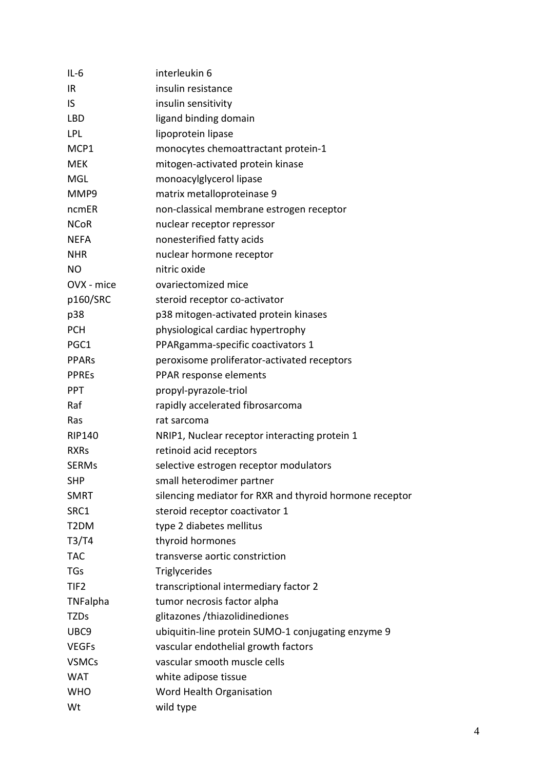| | |
|---|---|
| IL-6 | interleukin 6 |
| IR | insulin resistance |
| IS | insulin sensitivity |
| LBD | ligand binding domain |
| LPL | lipoprotein lipase |
| MCP1 | monocytes chemoattractant protein-1 |
| MEK | mitogen-activated protein kinase |
| MGL | monoacylglycerol lipase |
| MMP9 | matrix metalloproteinase 9 |
| ncmER | non-classical membrane estrogen receptor |
| NCoR | nuclear receptor repressor |
| NEFA | nonesterified fatty acids |
| NHR | nuclear hormone receptor |
| NO | nitric oxide |
| OVX - mice | ovariectomized mice |
| p160/SRC | steroid receptor co-activator |
| p38 | p38 mitogen-activated protein kinases |
| PCH | physiological cardiac hypertrophy |
| PGC1 | PPARgamma-specific coactivators 1 |
| PPARs | peroxisome proliferator-activated receptors |
| PPREs | PPAR response elements |
| PPT | propyl-pyrazole-triol |
| Raf | rapidly accelerated fibrosarcoma |
| Ras | rat sarcoma |
| RIP140 | NRIP1, Nuclear receptor interacting protein 1 |
| RXRs | retinoid acid receptors |
| SERMs | selective estrogen receptor modulators |
| SHP | small heterodimer partner |
| SMRT | silencing mediator for RXR and thyroid hormone receptor |
| SRC1 | steroid receptor coactivator 1 |
| T2DM | type 2 diabetes mellitus |
| T3/T4 | thyroid hormones |
| TAC | transverse aortic constriction |
| TGs | Triglycerides |
| TIF2 | transcriptional intermediary factor 2 |
| TNFalpha | tumor necrosis factor alpha |
| TZDs | glitazones /thiazolidinediones |
| UBC9 | ubiquitin-line protein SUMO-1 conjugating enzyme 9 |
| VEGFs | vascular endothelial growth factors |
| VSMCs | vascular smooth muscle cells |
| WAT | white adipose tissue |
| WHO | Word Health Organisation |
| Wt | wild type |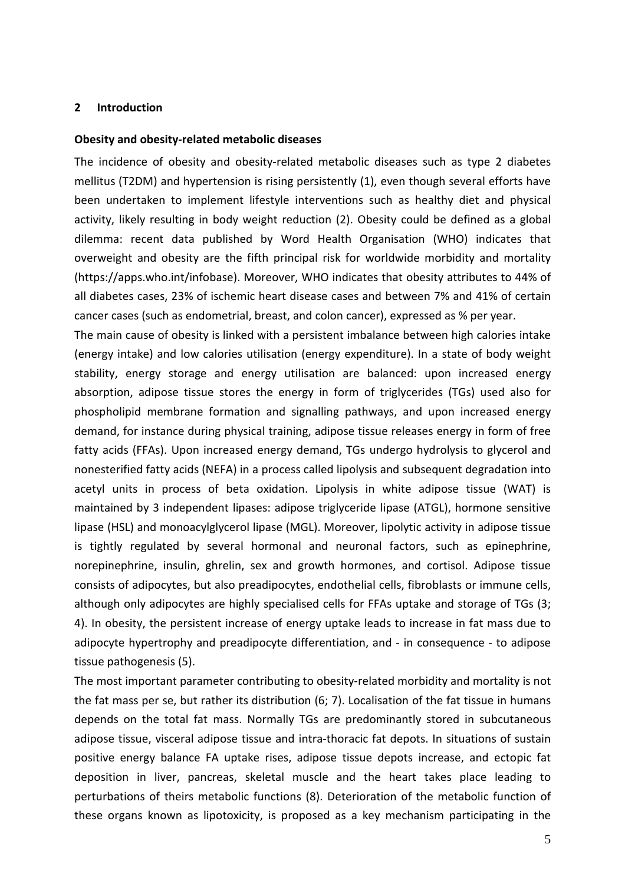## 2 Introduction

**Obesity and obesity-related metabolic diseases**

The incidence of obesity and obesity-related metabolic diseases such as type 2 diabetes mellitus (T2DM) and hypertension is rising persistently (1), even though several efforts have been undertaken to implement lifestyle interventions such as healthy diet and physical activity, likely resulting in body weight reduction (2). Obesity could be defined as a global dilemma: recent data published by Word Health Organisation (WHO) indicates that overweight and obesity are the fifth principal risk for worldwide morbidity and mortality (https://apps.who.int/infobase). Moreover, WHO indicates that obesity attributes to 44% of all diabetes cases, 23% of ischemic heart disease cases and between 7% and 41% of certain cancer cases (such as endometrial, breast, and colon cancer), expressed as % per year.

The main cause of obesity is linked with a persistent imbalance between high calories intake (energy intake) and low calories utilisation (energy expenditure). In a state of body weight stability, energy storage and energy utilisation are balanced: upon increased energy absorption, adipose tissue stores the energy in form of triglycerides (TGs) used also for phospholipid membrane formation and signalling pathways, and upon increased energy demand, for instance during physical training, adipose tissue releases energy in form of free fatty acids (FFAs). Upon increased energy demand, TGs undergo hydrolysis to glycerol and nonesterified fatty acids (NEFA) in a process called lipolysis and subsequent degradation into acetyl units in process of beta oxidation. Lipolysis in white adipose tissue (WAT) is maintained by 3 independent lipases: adipose triglyceride lipase (ATGL), hormone sensitive lipase (HSL) and monoacylglycerol lipase (MGL). Moreover, lipolytic activity in adipose tissue is tightly regulated by several hormonal and neuronal factors, such as epinephrine, norepinephrine, insulin, ghrelin, sex and growth hormones, and cortisol. Adipose tissue consists of adipocytes, but also preadipocytes, endothelial cells, fibroblasts or immune cells, although only adipocytes are highly specialised cells for FFAs uptake and storage of TGs (3; 4). In obesity, the persistent increase of energy uptake leads to increase in fat mass due to adipocyte hypertrophy and preadipocyte differentiation, and - in consequence - to adipose tissue pathogenesis (5).

The most important parameter contributing to obesity-related morbidity and mortality is not the fat mass per se, but rather its distribution (6; 7). Localisation of the fat tissue in humans depends on the total fat mass. Normally TGs are predominantly stored in subcutaneous adipose tissue, visceral adipose tissue and intra-thoracic fat depots. In situations of sustain positive energy balance FA uptake rises, adipose tissue depots increase, and ectopic fat deposition in liver, pancreas, skeletal muscle and the heart takes place leading to perturbations of theirs metabolic functions (8). Deterioration of the metabolic function of these organs known as lipotoxicity, is proposed as a key mechanism participating in the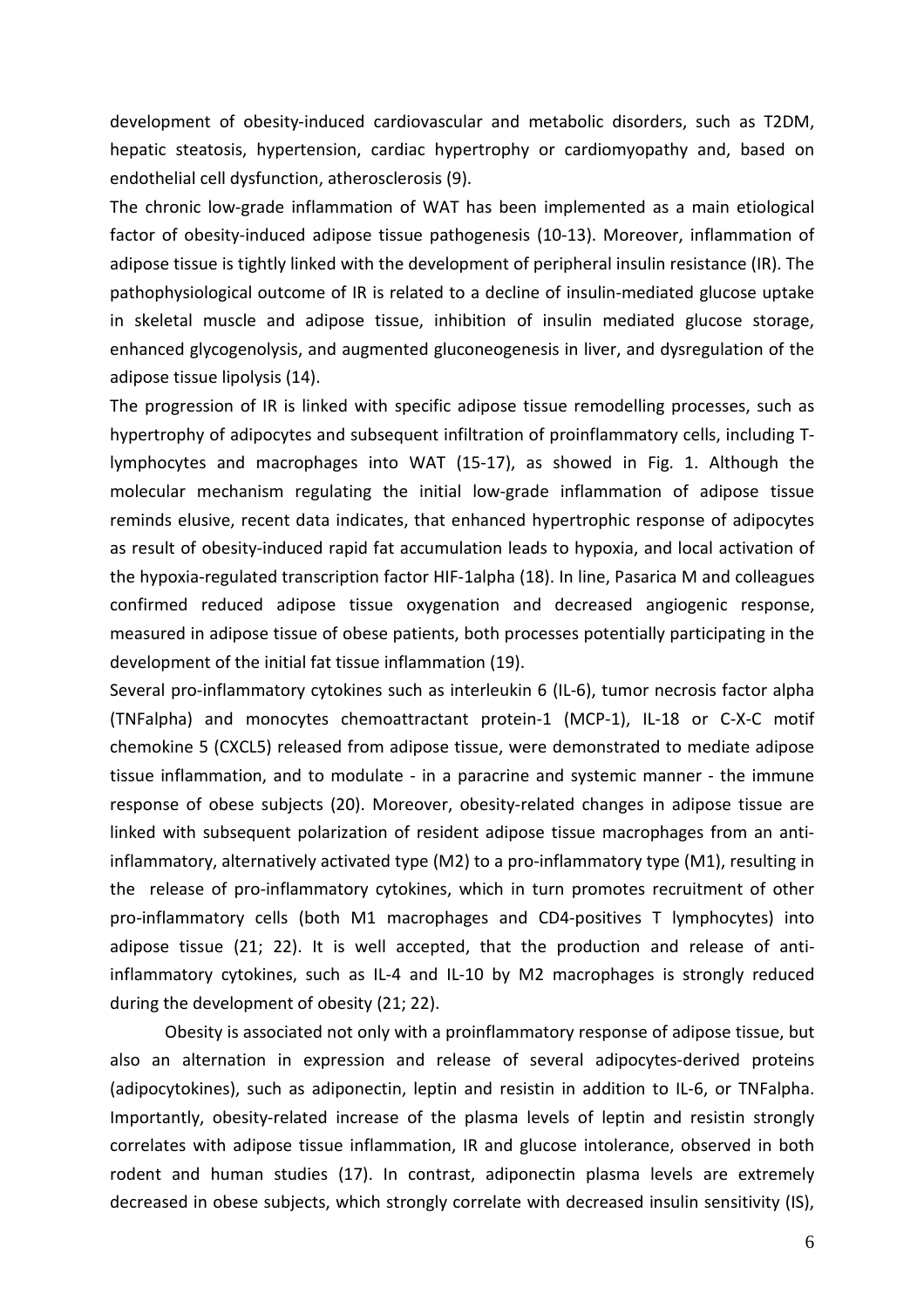development of obesity-induced cardiovascular and metabolic disorders, such as T2DM, hepatic steatosis, hypertension, cardiac hypertrophy or cardiomyopathy and, based on endothelial cell dysfunction, atherosclerosis (9).

The chronic low-grade inflammation of WAT has been implemented as a main etiological factor of obesity-induced adipose tissue pathogenesis (10-13). Moreover, inflammation of adipose tissue is tightly linked with the development of peripheral insulin resistance (IR). The pathophysiological outcome of IR is related to a decline of insulin-mediated glucose uptake in skeletal muscle and adipose tissue, inhibition of insulin mediated glucose storage, enhanced glycogenolysis, and augmented gluconeogenesis in liver, and dysregulation of the adipose tissue lipolysis (14).

The progression of IR is linked with specific adipose tissue remodelling processes, such as hypertrophy of adipocytes and subsequent infiltration of proinflammatory cells, including T-lymphocytes and macrophages into WAT (15-17), as showed in Fig. 1. Although the molecular mechanism regulating the initial low-grade inflammation of adipose tissue reminds elusive, recent data indicates, that enhanced hypertrophic response of adipocytes as result of obesity-induced rapid fat accumulation leads to hypoxia, and local activation of the hypoxia-regulated transcription factor HIF-1alpha (18). In line, Pasarica M and colleagues confirmed reduced adipose tissue oxygenation and decreased angiogenic response, measured in adipose tissue of obese patients, both processes potentially participating in the development of the initial fat tissue inflammation (19).

Several pro-inflammatory cytokines such as interleukin 6 (IL-6), tumor necrosis factor alpha (TNFalpha) and monocytes chemoattractant protein-1 (MCP-1), IL-18 or C-X-C motif chemokine 5 (CXCL5) released from adipose tissue, were demonstrated to mediate adipose tissue inflammation, and to modulate - in a paracrine and systemic manner - the immune response of obese subjects (20). Moreover, obesity-related changes in adipose tissue are linked with subsequent polarization of resident adipose tissue macrophages from an anti-inflammatory, alternatively activated type (M2) to a pro-inflammatory type (M1), resulting in the release of pro-inflammatory cytokines, which in turn promotes recruitment of other pro-inflammatory cells (both M1 macrophages and CD4-positives T lymphocytes) into adipose tissue (21; 22). It is well accepted, that the production and release of anti-inflammatory cytokines, such as IL-4 and IL-10 by M2 macrophages is strongly reduced during the development of obesity (21; 22).

Obesity is associated not only with a proinflammatory response of adipose tissue, but also an alternation in expression and release of several adipocytes-derived proteins (adipocytokines), such as adiponectin, leptin and resistin in addition to IL-6, or TNFalpha. Importantly, obesity-related increase of the plasma levels of leptin and resistin strongly correlates with adipose tissue inflammation, IR and glucose intolerance, observed in both rodent and human studies (17). In contrast, adiponectin plasma levels are extremely decreased in obese subjects, which strongly correlate with decreased insulin sensitivity (IS),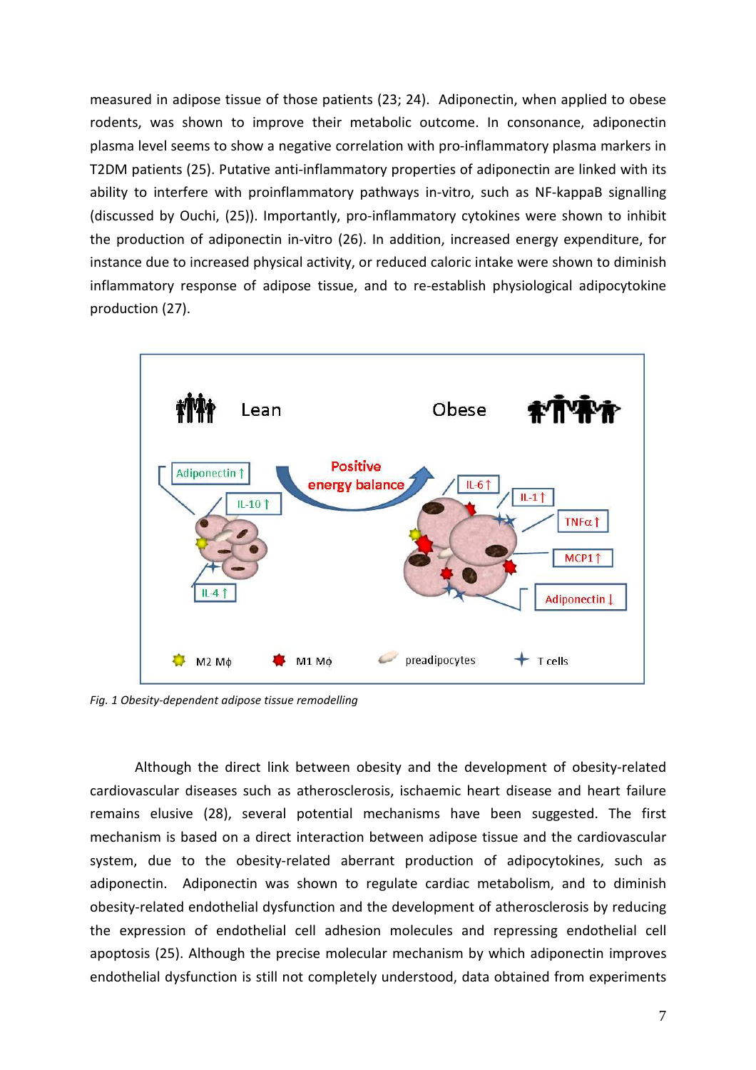measured in adipose tissue of those patients (23; 24). Adiponectin, when applied to obese rodents, was shown to improve their metabolic outcome. In consonance, adiponectin plasma level seems to show a negative correlation with pro-inflammatory plasma markers in T2DM patients (25). Putative anti-inflammatory properties of adiponectin are linked with its ability to interfere with proinflammatory pathways in-vitro, such as NF-kappaB signalling (discussed by Ouchi, (25)). Importantly, pro-inflammatory cytokines were shown to inhibit the production of adiponectin in-vitro (26). In addition, increased energy expenditure, for instance due to increased physical activity, or reduced caloric intake were shown to diminish inflammatory response of adipose tissue, and to re-establish physiological adipocytokine production (27).

*Fig. 1 Obesity-dependent adipose tissue remodelling*

Although the direct link between obesity and the development of obesity-related cardiovascular diseases such as atherosclerosis, ischaemic heart disease and heart failure remains elusive (28), several potential mechanisms have been suggested. The first mechanism is based on a direct interaction between adipose tissue and the cardiovascular system, due to the obesity-related aberrant production of adipocytokines, such as adiponectin. Adiponectin was shown to regulate cardiac metabolism, and to diminish obesity-related endothelial dysfunction and the development of atherosclerosis by reducing the expression of endothelial cell adhesion molecules and repressing endothelial cell apoptosis (25). Although the precise molecular mechanism by which adiponectin improves endothelial dysfunction is still not completely understood, data obtained from experiments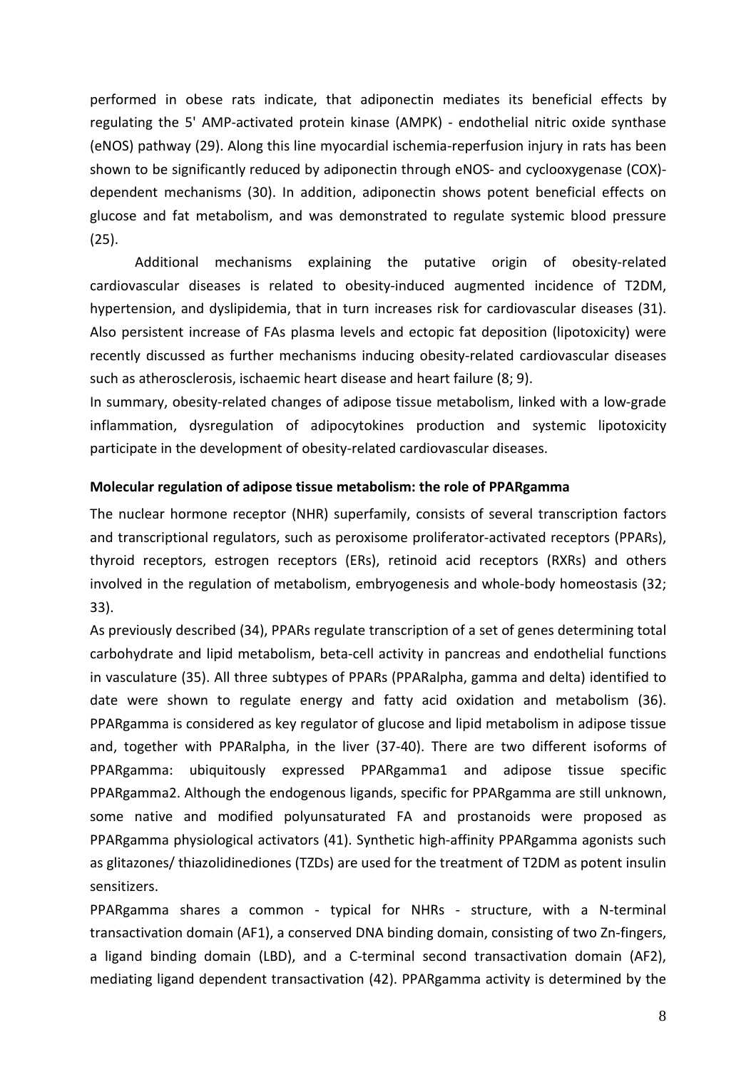performed in obese rats indicate, that adiponectin mediates its beneficial effects by regulating the 5' AMP-activated protein kinase (AMPK) - endothelial nitric oxide synthase (eNOS) pathway (29). Along this line myocardial ischemia-reperfusion injury in rats has been shown to be significantly reduced by adiponectin through eNOS- and cyclooxygenase (COX)-dependent mechanisms (30). In addition, adiponectin shows potent beneficial effects on glucose and fat metabolism, and was demonstrated to regulate systemic blood pressure (25).

Additional mechanisms explaining the putative origin of obesity-related cardiovascular diseases is related to obesity-induced augmented incidence of T2DM, hypertension, and dyslipidemia, that in turn increases risk for cardiovascular diseases (31). Also persistent increase of FAs plasma levels and ectopic fat deposition (lipotoxicity) were recently discussed as further mechanisms inducing obesity-related cardiovascular diseases such as atherosclerosis, ischaemic heart disease and heart failure (8; 9).

In summary, obesity-related changes of adipose tissue metabolism, linked with a low-grade inflammation, dysregulation of adipocytokines production and systemic lipotoxicity participate in the development of obesity-related cardiovascular diseases.

**Molecular regulation of adipose tissue metabolism: the role of PPARgamma**

The nuclear hormone receptor (NHR) superfamily, consists of several transcription factors and transcriptional regulators, such as peroxisome proliferator-activated receptors (PPARs), thyroid receptors, estrogen receptors (ERs), retinoid acid receptors (RXRs) and others involved in the regulation of metabolism, embryogenesis and whole-body homeostasis (32; 33).

As previously described (34), PPARs regulate transcription of a set of genes determining total carbohydrate and lipid metabolism, beta-cell activity in pancreas and endothelial functions in vasculature (35). All three subtypes of PPARs (PPARalpha, gamma and delta) identified to date were shown to regulate energy and fatty acid oxidation and metabolism (36). PPARgamma is considered as key regulator of glucose and lipid metabolism in adipose tissue and, together with PPARalpha, in the liver (37-40). There are two different isoforms of PPARgamma: ubiquitously expressed PPARgamma1 and adipose tissue specific PPARgamma2. Although the endogenous ligands, specific for PPARgamma are still unknown, some native and modified polyunsaturated FA and prostanoids were proposed as PPARgamma physiological activators (41). Synthetic high-affinity PPARgamma agonists such as glitazones/ thiazolidinediones (TZDs) are used for the treatment of T2DM as potent insulin sensitizers.

PPARgamma shares a common - typical for NHRs - structure, with a N-terminal transactivation domain (AF1), a conserved DNA binding domain, consisting of two Zn-fingers, a ligand binding domain (LBD), and a C-terminal second transactivation domain (AF2), mediating ligand dependent transactivation (42). PPARgamma activity is determined by the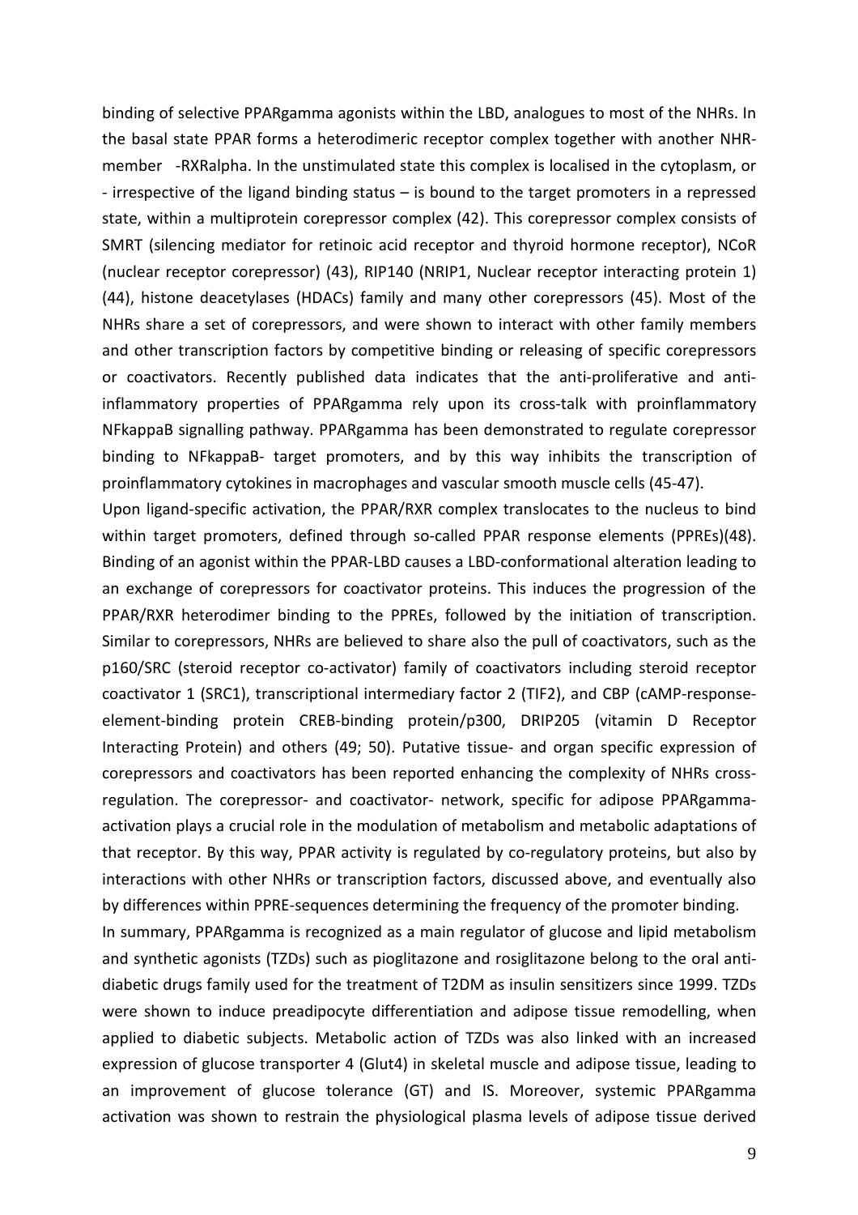binding of selective PPARgamma agonists within the LBD, analogues to most of the NHRs. In the basal state PPAR forms a heterodimeric receptor complex together with another NHR-member -RXRalpha. In the unstimulated state this complex is localised in the cytoplasm, or - irrespective of the ligand binding status – is bound to the target promoters in a repressed state, within a multiprotein corepressor complex (42). This corepressor complex consists of SMRT (silencing mediator for retinoic acid receptor and thyroid hormone receptor), NCoR (nuclear receptor corepressor) (43), RIP140 (NRIP1, Nuclear receptor interacting protein 1) (44), histone deacetylases (HDACs) family and many other corepressors (45). Most of the NHRs share a set of corepressors, and were shown to interact with other family members and other transcription factors by competitive binding or releasing of specific corepressors or coactivators. Recently published data indicates that the anti-proliferative and anti-inflammatory properties of PPARgamma rely upon its cross-talk with proinflammatory NFkappaB signalling pathway. PPARgamma has been demonstrated to regulate corepressor binding to NFkappaB- target promoters, and by this way inhibits the transcription of proinflammatory cytokines in macrophages and vascular smooth muscle cells (45-47).

Upon ligand-specific activation, the PPAR/RXR complex translocates to the nucleus to bind within target promoters, defined through so-called PPAR response elements (PPREs)(48). Binding of an agonist within the PPAR-LBD causes a LBD-conformational alteration leading to an exchange of corepressors for coactivator proteins. This induces the progression of the PPAR/RXR heterodimer binding to the PPREs, followed by the initiation of transcription. Similar to corepressors, NHRs are believed to share also the pull of coactivators, such as the p160/SRC (steroid receptor co-activator) family of coactivators including steroid receptor coactivator 1 (SRC1), transcriptional intermediary factor 2 (TIF2), and CBP (cAMP-response-element-binding protein CREB-binding protein/p300, DRIP205 (vitamin D Receptor Interacting Protein) and others (49; 50). Putative tissue- and organ specific expression of corepressors and coactivators has been reported enhancing the complexity of NHRs cross-regulation. The corepressor- and coactivator- network, specific for adipose PPARgamma-activation plays a crucial role in the modulation of metabolism and metabolic adaptations of that receptor. By this way, PPAR activity is regulated by co-regulatory proteins, but also by interactions with other NHRs or transcription factors, discussed above, and eventually also by differences within PPRE-sequences determining the frequency of the promoter binding.

In summary, PPARgamma is recognized as a main regulator of glucose and lipid metabolism and synthetic agonists (TZDs) such as pioglitazone and rosiglitazone belong to the oral anti-diabetic drugs family used for the treatment of T2DM as insulin sensitizers since 1999. TZDs were shown to induce preadipocyte differentiation and adipose tissue remodelling, when applied to diabetic subjects. Metabolic action of TZDs was also linked with an increased expression of glucose transporter 4 (Glut4) in skeletal muscle and adipose tissue, leading to an improvement of glucose tolerance (GT) and IS. Moreover, systemic PPARgamma activation was shown to restrain the physiological plasma levels of adipose tissue derived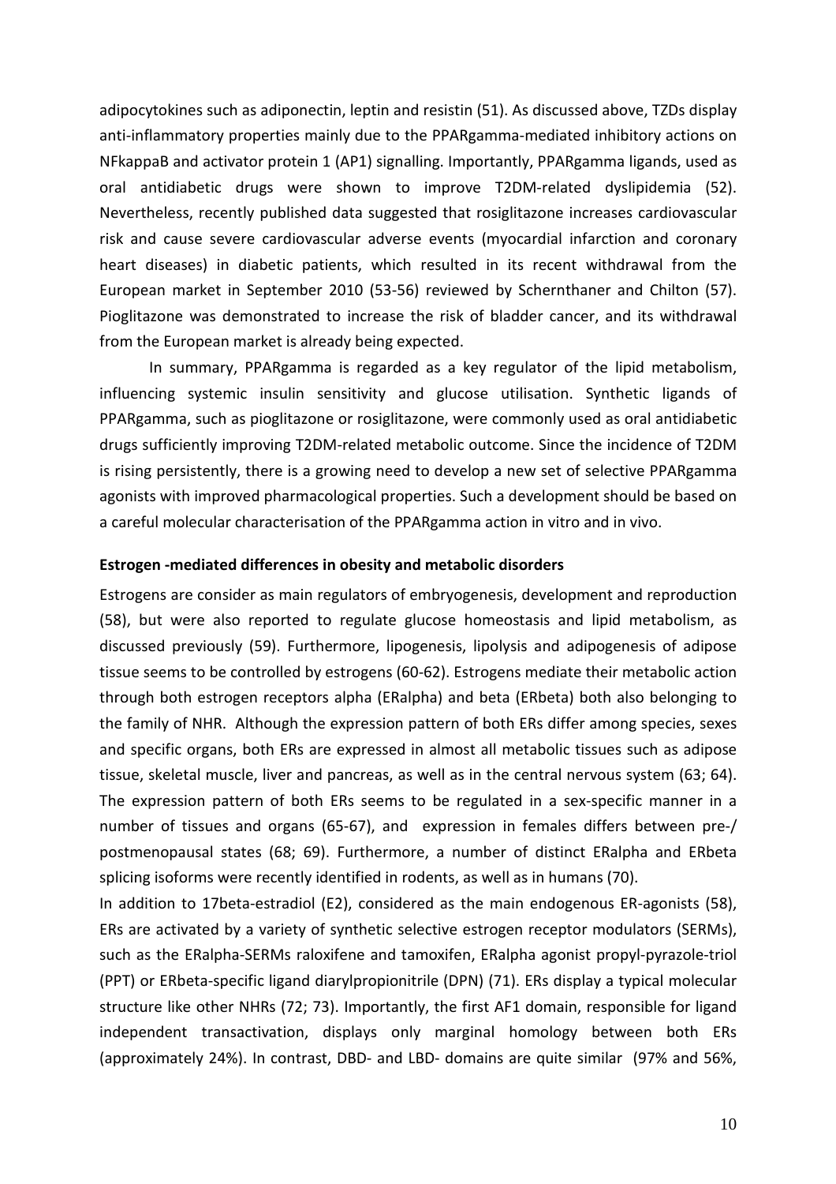adipocytokines such as adiponectin, leptin and resistin (51). As discussed above, TZDs display anti-inflammatory properties mainly due to the PPARgamma-mediated inhibitory actions on NFkappaB and activator protein 1 (AP1) signalling. Importantly, PPARgamma ligands, used as oral antidiabetic drugs were shown to improve T2DM-related dyslipidemia (52). Nevertheless, recently published data suggested that rosiglitazone increases cardiovascular risk and cause severe cardiovascular adverse events (myocardial infarction and coronary heart diseases) in diabetic patients, which resulted in its recent withdrawal from the European market in September 2010 (53-56) reviewed by Schernthaner and Chilton (57). Pioglitazone was demonstrated to increase the risk of bladder cancer, and its withdrawal from the European market is already being expected.

In summary, PPARgamma is regarded as a key regulator of the lipid metabolism, influencing systemic insulin sensitivity and glucose utilisation. Synthetic ligands of PPARgamma, such as pioglitazone or rosiglitazone, were commonly used as oral antidiabetic drugs sufficiently improving T2DM-related metabolic outcome. Since the incidence of T2DM is rising persistently, there is a growing need to develop a new set of selective PPARgamma agonists with improved pharmacological properties. Such a development should be based on a careful molecular characterisation of the PPARgamma action in vitro and in vivo.

**Estrogen -mediated differences in obesity and metabolic disorders**

Estrogens are consider as main regulators of embryogenesis, development and reproduction (58), but were also reported to regulate glucose homeostasis and lipid metabolism, as discussed previously (59). Furthermore, lipogenesis, lipolysis and adipogenesis of adipose tissue seems to be controlled by estrogens (60-62). Estrogens mediate their metabolic action through both estrogen receptors alpha (ERalpha) and beta (ERbeta) both also belonging to the family of NHR. Although the expression pattern of both ERs differ among species, sexes and specific organs, both ERs are expressed in almost all metabolic tissues such as adipose tissue, skeletal muscle, liver and pancreas, as well as in the central nervous system (63; 64). The expression pattern of both ERs seems to be regulated in a sex-specific manner in a number of tissues and organs (65-67), and expression in females differs between pre-/ postmenopausal states (68; 69). Furthermore, a number of distinct ERalpha and ERbeta splicing isoforms were recently identified in rodents, as well as in humans (70).

In addition to 17beta-estradiol (E2), considered as the main endogenous ER-agonists (58), ERs are activated by a variety of synthetic selective estrogen receptor modulators (SERMs), such as the ERalpha-SERMs raloxifene and tamoxifen, ERalpha agonist propyl-pyrazole-triol (PPT) or ERbeta-specific ligand diarylpropionitrile (DPN) (71). ERs display a typical molecular structure like other NHRs (72; 73). Importantly, the first AF1 domain, responsible for ligand independent transactivation, displays only marginal homology between both ERs (approximately 24%). In contrast, DBD- and LBD- domains are quite similar (97% and 56%,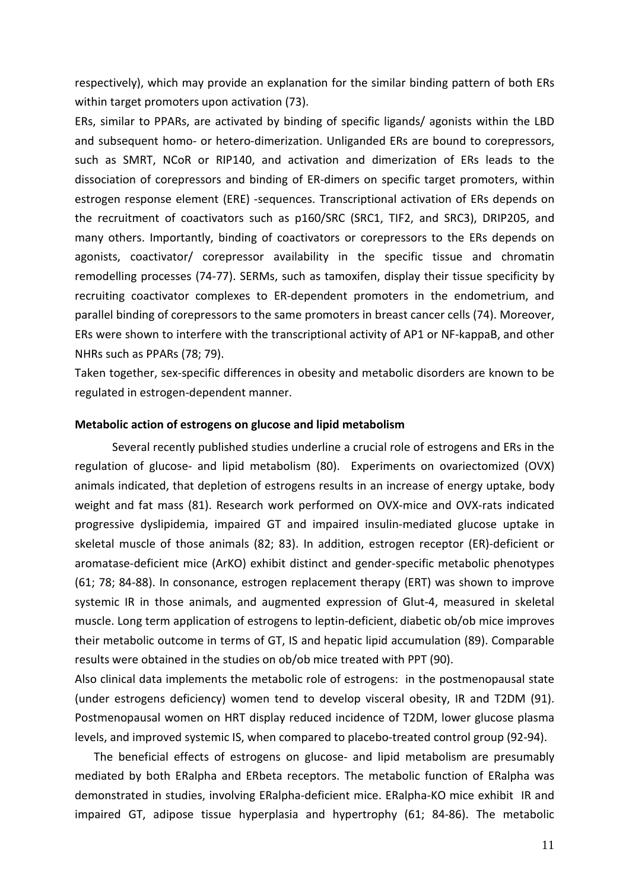respectively), which may provide an explanation for the similar binding pattern of both ERs within target promoters upon activation (73).

ERs, similar to PPARs, are activated by binding of specific ligands/ agonists within the LBD and subsequent homo- or hetero-dimerization. Unliganded ERs are bound to corepressors, such as SMRT, NCoR or RIP140, and activation and dimerization of ERs leads to the dissociation of corepressors and binding of ER-dimers on specific target promoters, within estrogen response element (ERE) -sequences. Transcriptional activation of ERs depends on the recruitment of coactivators such as p160/SRC (SRC1, TIF2, and SRC3), DRIP205, and many others. Importantly, binding of coactivators or corepressors to the ERs depends on agonists, coactivator/ corepressor availability in the specific tissue and chromatin remodelling processes (74-77). SERMs, such as tamoxifen, display their tissue specificity by recruiting coactivator complexes to ER-dependent promoters in the endometrium, and parallel binding of corepressors to the same promoters in breast cancer cells (74). Moreover, ERs were shown to interfere with the transcriptional activity of AP1 or NF-kappaB, and other NHRs such as PPARs (78; 79).

Taken together, sex-specific differences in obesity and metabolic disorders are known to be regulated in estrogen-dependent manner.

**Metabolic action of estrogens on glucose and lipid metabolism**

Several recently published studies underline a crucial role of estrogens and ERs in the regulation of glucose- and lipid metabolism (80). Experiments on ovariectomized (OVX) animals indicated, that depletion of estrogens results in an increase of energy uptake, body weight and fat mass (81). Research work performed on OVX-mice and OVX-rats indicated progressive dyslipidemia, impaired GT and impaired insulin-mediated glucose uptake in skeletal muscle of those animals (82; 83). In addition, estrogen receptor (ER)-deficient or aromatase-deficient mice (ArKO) exhibit distinct and gender-specific metabolic phenotypes (61; 78; 84-88). In consonance, estrogen replacement therapy (ERT) was shown to improve systemic IR in those animals, and augmented expression of Glut-4, measured in skeletal muscle. Long term application of estrogens to leptin-deficient, diabetic ob/ob mice improves their metabolic outcome in terms of GT, IS and hepatic lipid accumulation (89). Comparable results were obtained in the studies on ob/ob mice treated with PPT (90).

Also clinical data implements the metabolic role of estrogens: in the postmenopausal state (under estrogens deficiency) women tend to develop visceral obesity, IR and T2DM (91). Postmenopausal women on HRT display reduced incidence of T2DM, lower glucose plasma levels, and improved systemic IS, when compared to placebo-treated control group (92-94).

The beneficial effects of estrogens on glucose- and lipid metabolism are presumably mediated by both ERalpha and ERbeta receptors. The metabolic function of ERalpha was demonstrated in studies, involving ERalpha-deficient mice. ERalpha-KO mice exhibit IR and impaired GT, adipose tissue hyperplasia and hypertrophy (61; 84-86). The metabolic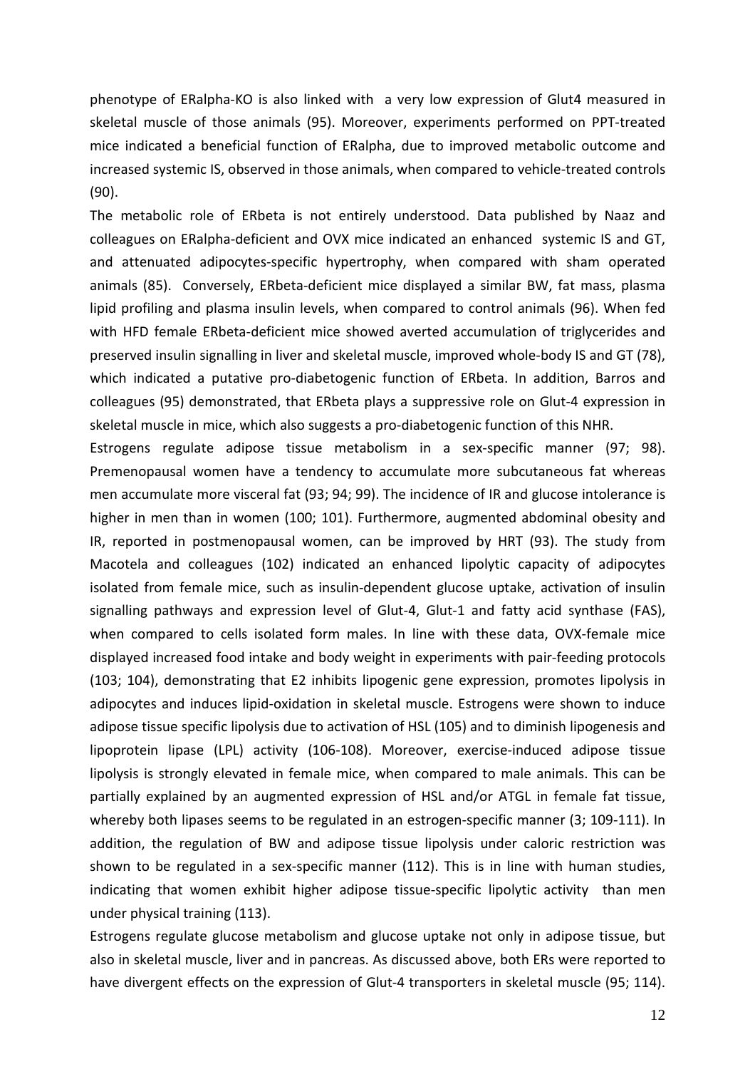phenotype of ERalpha-KO is also linked with a very low expression of Glut4 measured in skeletal muscle of those animals (95). Moreover, experiments performed on PPT-treated mice indicated a beneficial function of ERalpha, due to improved metabolic outcome and increased systemic IS, observed in those animals, when compared to vehicle-treated controls (90).

The metabolic role of ERbeta is not entirely understood. Data published by Naaz and colleagues on ERalpha-deficient and OVX mice indicated an enhanced systemic IS and GT, and attenuated adipocytes-specific hypertrophy, when compared with sham operated animals (85). Conversely, ERbeta-deficient mice displayed a similar BW, fat mass, plasma lipid profiling and plasma insulin levels, when compared to control animals (96). When fed with HFD female ERbeta-deficient mice showed averted accumulation of triglycerides and preserved insulin signalling in liver and skeletal muscle, improved whole-body IS and GT (78), which indicated a putative pro-diabetogenic function of ERbeta. In addition, Barros and colleagues (95) demonstrated, that ERbeta plays a suppressive role on Glut-4 expression in skeletal muscle in mice, which also suggests a pro-diabetogenic function of this NHR.

Estrogens regulate adipose tissue metabolism in a sex-specific manner (97; 98). Premenopausal women have a tendency to accumulate more subcutaneous fat whereas men accumulate more visceral fat (93; 94; 99). The incidence of IR and glucose intolerance is higher in men than in women (100; 101). Furthermore, augmented abdominal obesity and IR, reported in postmenopausal women, can be improved by HRT (93). The study from Macotela and colleagues (102) indicated an enhanced lipolytic capacity of adipocytes isolated from female mice, such as insulin-dependent glucose uptake, activation of insulin signalling pathways and expression level of Glut-4, Glut-1 and fatty acid synthase (FAS), when compared to cells isolated form males. In line with these data, OVX-female mice displayed increased food intake and body weight in experiments with pair-feeding protocols (103; 104), demonstrating that E2 inhibits lipogenic gene expression, promotes lipolysis in adipocytes and induces lipid-oxidation in skeletal muscle. Estrogens were shown to induce adipose tissue specific lipolysis due to activation of HSL (105) and to diminish lipogenesis and lipoprotein lipase (LPL) activity (106-108). Moreover, exercise-induced adipose tissue lipolysis is strongly elevated in female mice, when compared to male animals. This can be partially explained by an augmented expression of HSL and/or ATGL in female fat tissue, whereby both lipases seems to be regulated in an estrogen-specific manner (3; 109-111). In addition, the regulation of BW and adipose tissue lipolysis under caloric restriction was shown to be regulated in a sex-specific manner (112). This is in line with human studies, indicating that women exhibit higher adipose tissue-specific lipolytic activity than men under physical training (113).

Estrogens regulate glucose metabolism and glucose uptake not only in adipose tissue, but also in skeletal muscle, liver and in pancreas. As discussed above, both ERs were reported to have divergent effects on the expression of Glut-4 transporters in skeletal muscle (95; 114).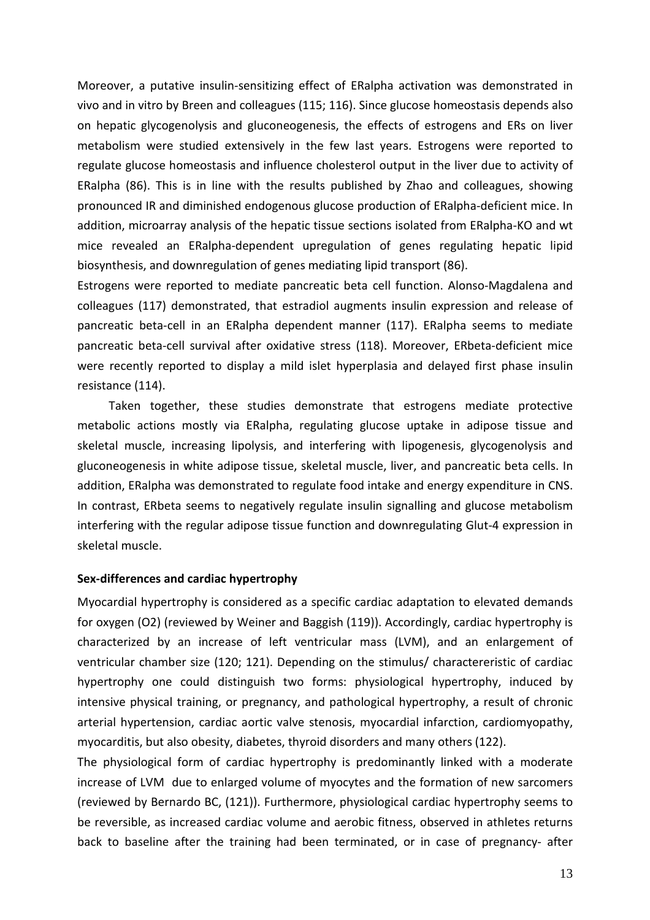Moreover, a putative insulin-sensitizing effect of ERalpha activation was demonstrated in vivo and in vitro by Breen and colleagues (115; 116). Since glucose homeostasis depends also on hepatic glycogenolysis and gluconeogenesis, the effects of estrogens and ERs on liver metabolism were studied extensively in the few last years. Estrogens were reported to regulate glucose homeostasis and influence cholesterol output in the liver due to activity of ERalpha (86). This is in line with the results published by Zhao and colleagues, showing pronounced IR and diminished endogenous glucose production of ERalpha-deficient mice. In addition, microarray analysis of the hepatic tissue sections isolated from ERalpha-KO and wt mice revealed an ERalpha-dependent upregulation of genes regulating hepatic lipid biosynthesis, and downregulation of genes mediating lipid transport (86).

Estrogens were reported to mediate pancreatic beta cell function. Alonso-Magdalena and colleagues (117) demonstrated, that estradiol augments insulin expression and release of pancreatic beta-cell in an ERalpha dependent manner (117). ERalpha seems to mediate pancreatic beta-cell survival after oxidative stress (118). Moreover, ERbeta-deficient mice were recently reported to display a mild islet hyperplasia and delayed first phase insulin resistance (114).

Taken together, these studies demonstrate that estrogens mediate protective metabolic actions mostly via ERalpha, regulating glucose uptake in adipose tissue and skeletal muscle, increasing lipolysis, and interfering with lipogenesis, glycogenolysis and gluconeogenesis in white adipose tissue, skeletal muscle, liver, and pancreatic beta cells. In addition, ERalpha was demonstrated to regulate food intake and energy expenditure in CNS. In contrast, ERbeta seems to negatively regulate insulin signalling and glucose metabolism interfering with the regular adipose tissue function and downregulating Glut-4 expression in skeletal muscle.

**Sex-differences and cardiac hypertrophy**

Myocardial hypertrophy is considered as a specific cardiac adaptation to elevated demands for oxygen ($O_2$) (reviewed by Weiner and Baggish (119)). Accordingly, cardiac hypertrophy is characterized by an increase of left ventricular mass (LVM), and an enlargement of ventricular chamber size (120; 121). Depending on the stimulus/ charactereristic of cardiac hypertrophy one could distinguish two forms: physiological hypertrophy, induced by intensive physical training, or pregnancy, and pathological hypertrophy, a result of chronic arterial hypertension, cardiac aortic valve stenosis, myocardial infarction, cardiomyopathy, myocarditis, but also obesity, diabetes, thyroid disorders and many others (122).

The physiological form of cardiac hypertrophy is predominantly linked with a moderate increase of LVM due to enlarged volume of myocytes and the formation of new sarcomers (reviewed by Bernardo BC, (121)). Furthermore, physiological cardiac hypertrophy seems to be reversible, as increased cardiac volume and aerobic fitness, observed in athletes returns back to baseline after the training had been terminated, or in case of pregnancy- after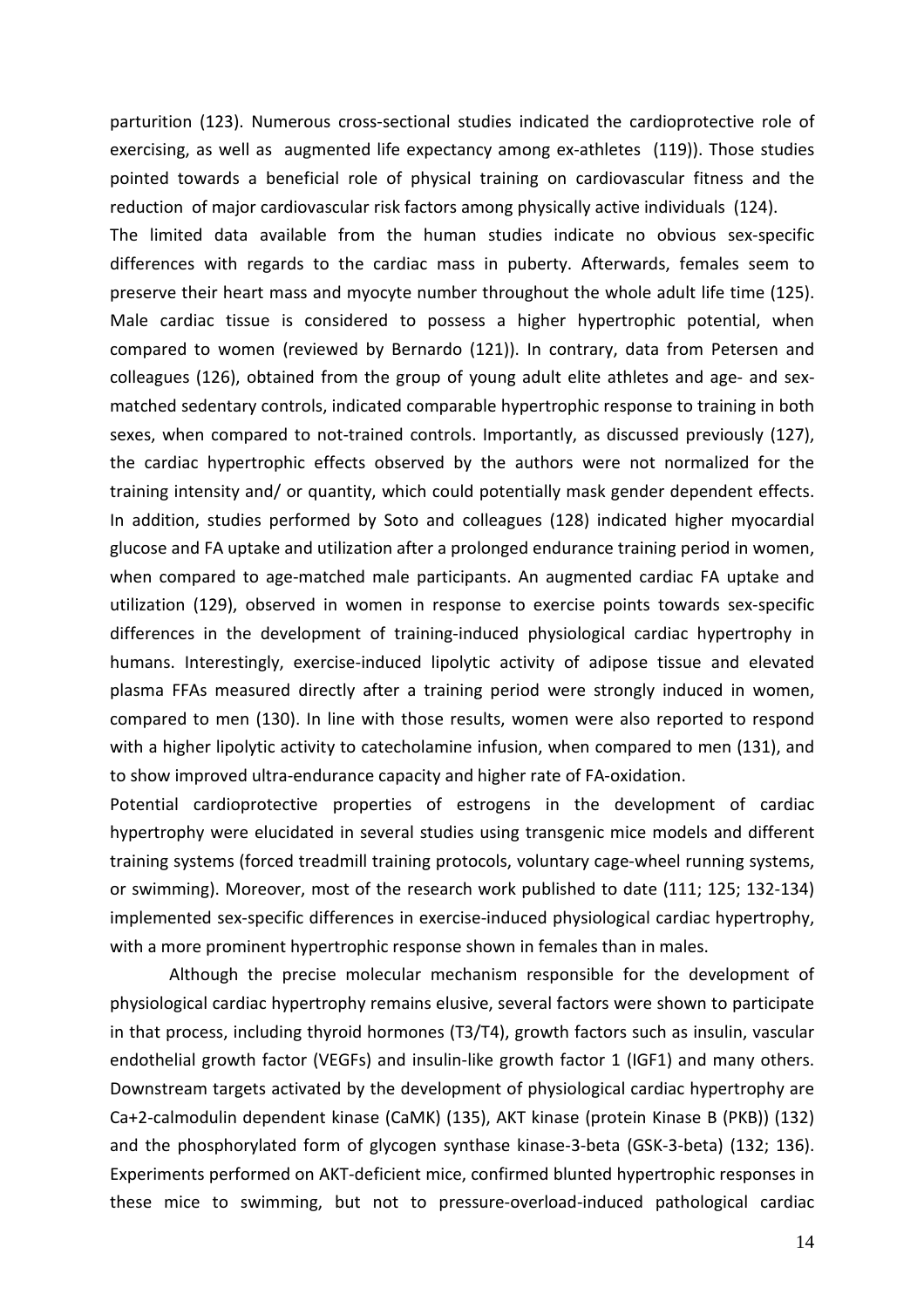parturition (123). Numerous cross-sectional studies indicated the cardioprotective role of exercising, as well as augmented life expectancy among ex-athletes (119)). Those studies pointed towards a beneficial role of physical training on cardiovascular fitness and the reduction of major cardiovascular risk factors among physically active individuals (124).

The limited data available from the human studies indicate no obvious sex-specific differences with regards to the cardiac mass in puberty. Afterwards, females seem to preserve their heart mass and myocyte number throughout the whole adult life time (125). Male cardiac tissue is considered to possess a higher hypertrophic potential, when compared to women (reviewed by Bernardo (121)). In contrary, data from Petersen and colleagues (126), obtained from the group of young adult elite athletes and age- and sex-matched sedentary controls, indicated comparable hypertrophic response to training in both sexes, when compared to not-trained controls. Importantly, as discussed previously (127), the cardiac hypertrophic effects observed by the authors were not normalized for the training intensity and/ or quantity, which could potentially mask gender dependent effects. In addition, studies performed by Soto and colleagues (128) indicated higher myocardial glucose and FA uptake and utilization after a prolonged endurance training period in women, when compared to age-matched male participants. An augmented cardiac FA uptake and utilization (129), observed in women in response to exercise points towards sex-specific differences in the development of training-induced physiological cardiac hypertrophy in humans. Interestingly, exercise-induced lipolytic activity of adipose tissue and elevated plasma FFAs measured directly after a training period were strongly induced in women, compared to men (130). In line with those results, women were also reported to respond with a higher lipolytic activity to catecholamine infusion, when compared to men (131), and to show improved ultra-endurance capacity and higher rate of FA-oxidation.

Potential cardioprotective properties of estrogens in the development of cardiac hypertrophy were elucidated in several studies using transgenic mice models and different training systems (forced treadmill training protocols, voluntary cage-wheel running systems, or swimming). Moreover, most of the research work published to date (111; 125; 132-134) implemented sex-specific differences in exercise-induced physiological cardiac hypertrophy, with a more prominent hypertrophic response shown in females than in males.

Although the precise molecular mechanism responsible for the development of physiological cardiac hypertrophy remains elusive, several factors were shown to participate in that process, including thyroid hormones (T3/T4), growth factors such as insulin, vascular endothelial growth factor (VEGFs) and insulin-like growth factor 1 (IGF1) and many others. Downstream targets activated by the development of physiological cardiac hypertrophy are Ca+2-calmodulin dependent kinase (CaMK) (135), AKT kinase (protein Kinase B (PKB)) (132) and the phosphorylated form of glycogen synthase kinase-3-beta (GSK-3-beta) (132; 136). Experiments performed on AKT-deficient mice, confirmed blunted hypertrophic responses in these mice to swimming, but not to pressure-overload-induced pathological cardiac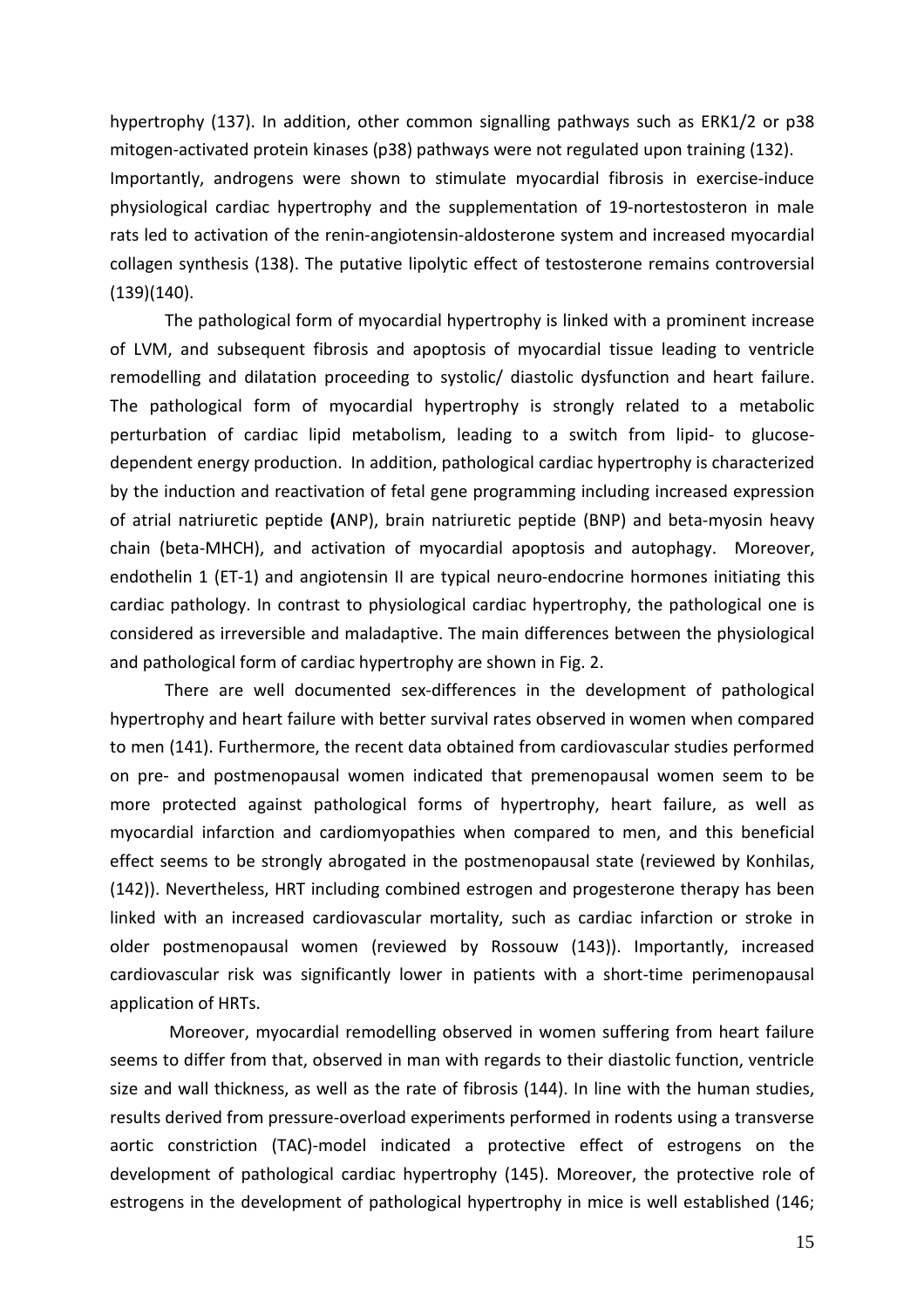hypertrophy (137). In addition, other common signalling pathways such as ERK1/2 or p38 mitogen-activated protein kinases (p38) pathways were not regulated upon training (132). Importantly, androgens were shown to stimulate myocardial fibrosis in exercise-induce physiological cardiac hypertrophy and the supplementation of 19-nortestosteron in male rats led to activation of the renin-angiotensin-aldosterone system and increased myocardial collagen synthesis (138). The putative lipolytic effect of testosterone remains controversial (139)(140).

The pathological form of myocardial hypertrophy is linked with a prominent increase of LVM, and subsequent fibrosis and apoptosis of myocardial tissue leading to ventricle remodelling and dilatation proceeding to systolic/ diastolic dysfunction and heart failure. The pathological form of myocardial hypertrophy is strongly related to a metabolic perturbation of cardiac lipid metabolism, leading to a switch from lipid- to glucose-dependent energy production. In addition, pathological cardiac hypertrophy is characterized by the induction and reactivation of fetal gene programming including increased expression of atrial natriuretic peptide **(**ANP), brain natriuretic peptide (BNP) and beta-myosin heavy chain (beta-MHCH), and activation of myocardial apoptosis and autophagy. Moreover, endothelin 1 (ET-1) and angiotensin II are typical neuro-endocrine hormones initiating this cardiac pathology. In contrast to physiological cardiac hypertrophy, the pathological one is considered as irreversible and maladaptive. The main differences between the physiological and pathological form of cardiac hypertrophy are shown in Fig. 2.

There are well documented sex-differences in the development of pathological hypertrophy and heart failure with better survival rates observed in women when compared to men (141). Furthermore, the recent data obtained from cardiovascular studies performed on pre- and postmenopausal women indicated that premenopausal women seem to be more protected against pathological forms of hypertrophy, heart failure, as well as myocardial infarction and cardiomyopathies when compared to men, and this beneficial effect seems to be strongly abrogated in the postmenopausal state (reviewed by Konhilas, (142)). Nevertheless, HRT including combined estrogen and progesterone therapy has been linked with an increased cardiovascular mortality, such as cardiac infarction or stroke in older postmenopausal women (reviewed by Rossouw (143)). Importantly, increased cardiovascular risk was significantly lower in patients with a short-time perimenopausal application of HRTs.

Moreover, myocardial remodelling observed in women suffering from heart failure seems to differ from that, observed in man with regards to their diastolic function, ventricle size and wall thickness, as well as the rate of fibrosis (144). In line with the human studies, results derived from pressure-overload experiments performed in rodents using a transverse aortic constriction (TAC)-model indicated a protective effect of estrogens on the development of pathological cardiac hypertrophy (145). Moreover, the protective role of estrogens in the development of pathological hypertrophy in mice is well established (146;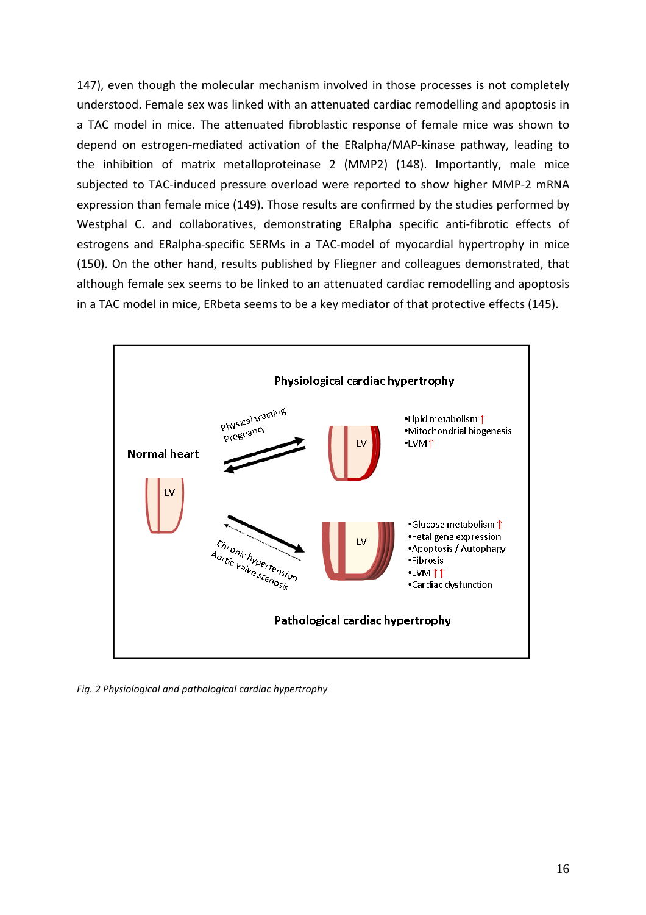147), even though the molecular mechanism involved in those processes is not completely understood. Female sex was linked with an attenuated cardiac remodelling and apoptosis in a TAC model in mice. The attenuated fibroblastic response of female mice was shown to depend on estrogen-mediated activation of the ERalpha/MAP-kinase pathway, leading to the inhibition of matrix metalloproteinase 2 (MMP2) (148). Importantly, male mice subjected to TAC-induced pressure overload were reported to show higher MMP-2 mRNA expression than female mice (149). Those results are confirmed by the studies performed by Westphal C. and collaboratives, demonstrating ERalpha specific anti-fibrotic effects of estrogens and ERalpha-specific SERMs in a TAC-model of myocardial hypertrophy in mice (150). On the other hand, results published by Fliegner and colleagues demonstrated, that although female sex seems to be linked to an attenuated cardiac remodelling and apoptosis in a TAC model in mice, ERbeta seems to be a key mediator of that protective effects (145).

*Fig. 2 Physiological and pathological cardiac hypertrophy*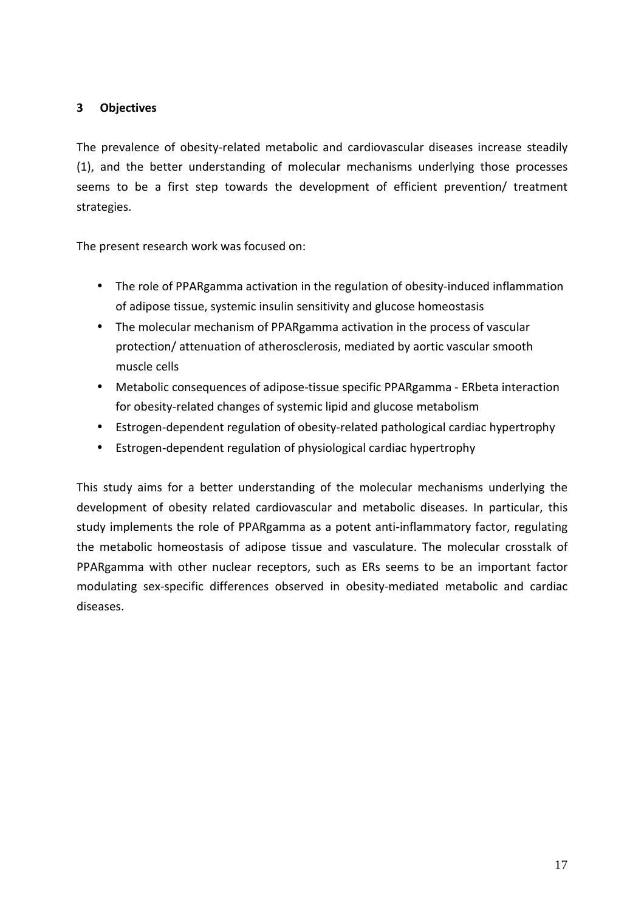## 3 Objectives

The prevalence of obesity-related metabolic and cardiovascular diseases increase steadily (1), and the better understanding of molecular mechanisms underlying those processes seems to be a first step towards the development of efficient prevention/ treatment strategies.

The present research work was focused on:

- The role of PPARgamma activation in the regulation of obesity-induced inflammation of adipose tissue, systemic insulin sensitivity and glucose homeostasis
- The molecular mechanism of PPARgamma activation in the process of vascular protection/ attenuation of atherosclerosis, mediated by aortic vascular smooth muscle cells
- Metabolic consequences of adipose-tissue specific PPARgamma - ERbeta interaction for obesity-related changes of systemic lipid and glucose metabolism
- Estrogen-dependent regulation of obesity-related pathological cardiac hypertrophy
- Estrogen-dependent regulation of physiological cardiac hypertrophy

This study aims for a better understanding of the molecular mechanisms underlying the development of obesity related cardiovascular and metabolic diseases. In particular, this study implements the role of PPARgamma as a potent anti-inflammatory factor, regulating the metabolic homeostasis of adipose tissue and vasculature. The molecular crosstalk of PPARgamma with other nuclear receptors, such as ERs seems to be an important factor modulating sex-specific differences observed in obesity-mediated metabolic and cardiac diseases.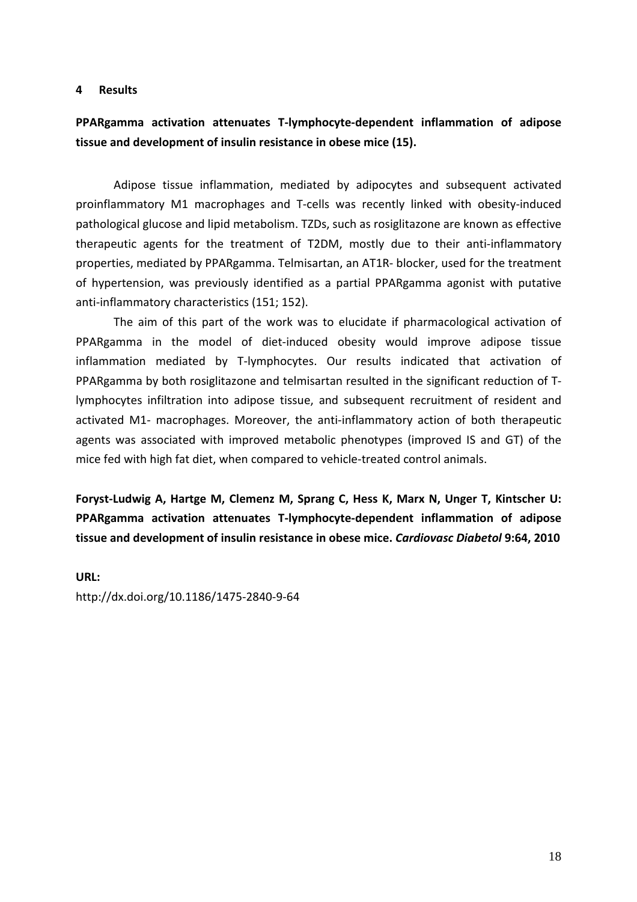# 4 Results

**PPARgamma activation attenuates T-lymphocyte-dependent inflammation of adipose tissue and development of insulin resistance in obese mice (15).**

Adipose tissue inflammation, mediated by adipocytes and subsequent activated proinflammatory M1 macrophages and T-cells was recently linked with obesity-induced pathological glucose and lipid metabolism. TZDs, such as rosiglitazone are known as effective therapeutic agents for the treatment of T2DM, mostly due to their anti-inflammatory properties, mediated by PPARgamma. Telmisartan, an AT1R- blocker, used for the treatment of hypertension, was previously identified as a partial PPARgamma agonist with putative anti-inflammatory characteristics (151; 152).

The aim of this part of the work was to elucidate if pharmacological activation of PPARgamma in the model of diet-induced obesity would improve adipose tissue inflammation mediated by T-lymphocytes. Our results indicated that activation of PPARgamma by both rosiglitazone and telmisartan resulted in the significant reduction of T-lymphocytes infiltration into adipose tissue, and subsequent recruitment of resident and activated M1- macrophages. Moreover, the anti-inflammatory action of both therapeutic agents was associated with improved metabolic phenotypes (improved IS and GT) of the mice fed with high fat diet, when compared to vehicle-treated control animals.

**Foryst-Ludwig A, Hartge M, Clemenz M, Sprang C, Hess K, Marx N, Unger T, Kintscher U: PPARgamma activation attenuates T-lymphocyte-dependent inflammation of adipose tissue and development of insulin resistance in obese mice.** ***Cardiovasc Diabetol*** **9:64, 2010**

**URL:**

http://dx.doi.org/10.1186/1475-2840-9-64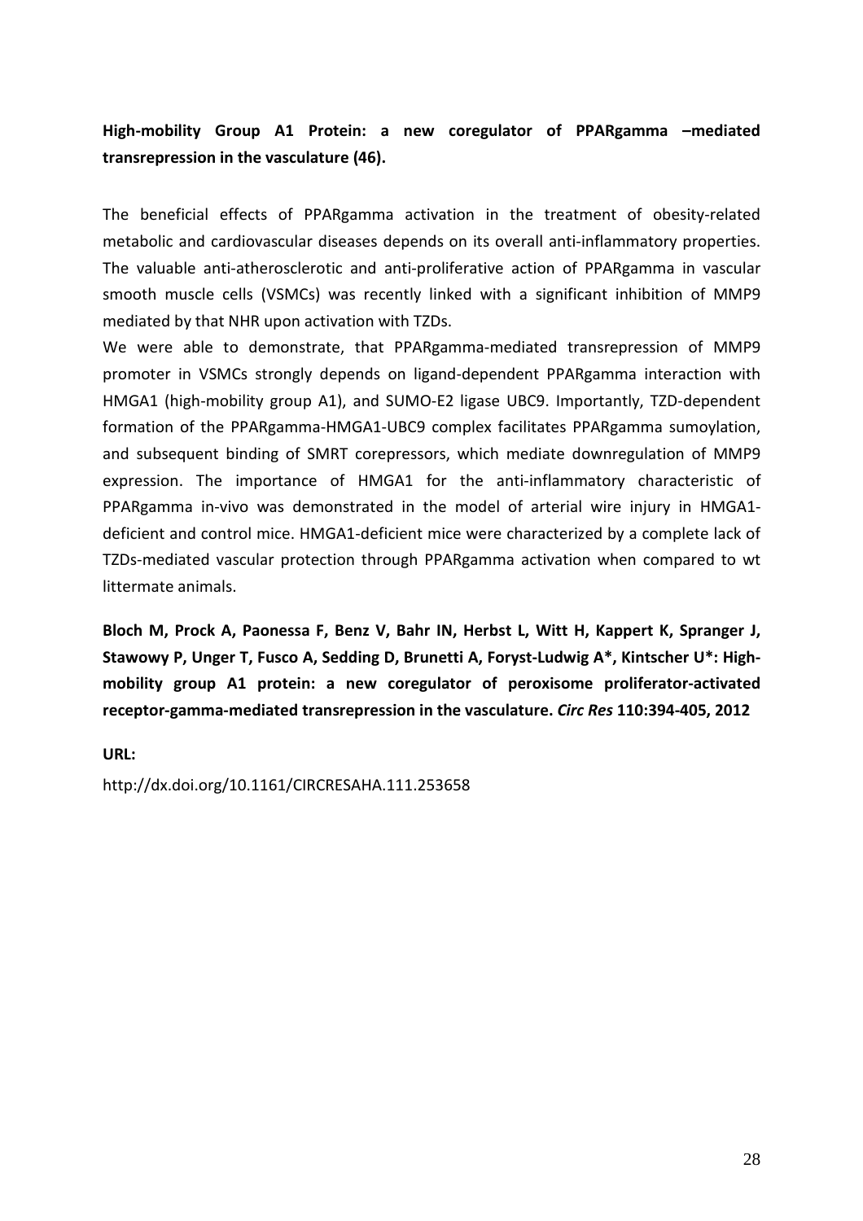**High-mobility Group A1 Protein: a new coregulator of PPARgamma –mediated transrepression in the vasculature (46).**

The beneficial effects of PPARgamma activation in the treatment of obesity-related metabolic and cardiovascular diseases depends on its overall anti-inflammatory properties. The valuable anti-atherosclerotic and anti-proliferative action of PPARgamma in vascular smooth muscle cells (VSMCs) was recently linked with a significant inhibition of MMP9 mediated by that NHR upon activation with TZDs.

We were able to demonstrate, that PPARgamma-mediated transrepression of MMP9 promoter in VSMCs strongly depends on ligand-dependent PPARgamma interaction with HMGA1 (high-mobility group A1), and SUMO-E2 ligase UBC9. Importantly, TZD-dependent formation of the PPARgamma-HMGA1-UBC9 complex facilitates PPARgamma sumoylation, and subsequent binding of SMRT corepressors, which mediate downregulation of MMP9 expression. The importance of HMGA1 for the anti-inflammatory characteristic of PPARgamma in-vivo was demonstrated in the model of arterial wire injury in HMGA1-deficient and control mice. HMGA1-deficient mice were characterized by a complete lack of TZDs-mediated vascular protection through PPARgamma activation when compared to wt littermate animals.

**Bloch M, Prock A, Paonessa F, Benz V, Bahr IN, Herbst L, Witt H, Kappert K, Spranger J, Stawowy P, Unger T, Fusco A, Sedding D, Brunetti A, Foryst-Ludwig A*, Kintscher U*: High-mobility group A1 protein: a new coregulator of peroxisome proliferator-activated receptor-gamma-mediated transrepression in the vasculature. *Circ Res* 110:394-405, 2012**

**URL:**

http://dx.doi.org/10.1161/CIRCRESAHA.111.253658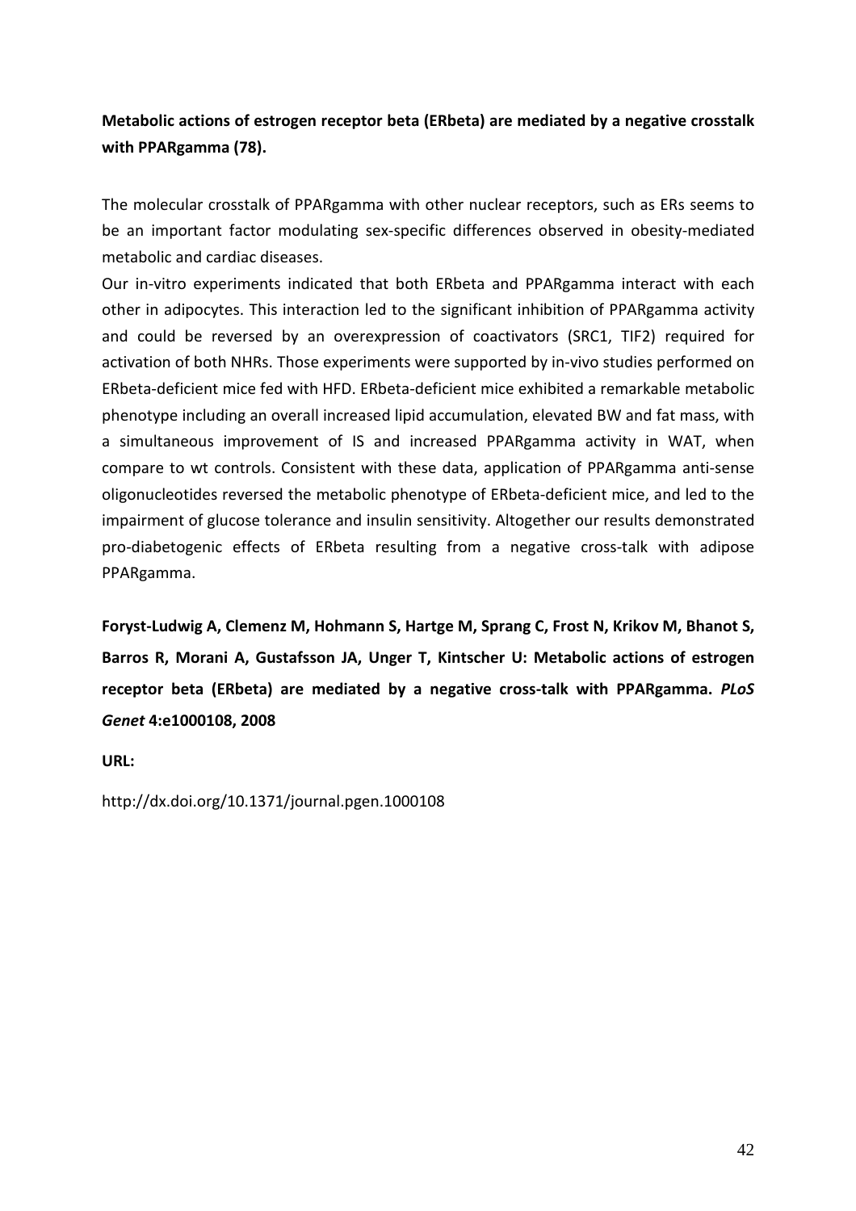**Metabolic actions of estrogen receptor beta (ERbeta) are mediated by a negative crosstalk with PPARgamma (78).**

The molecular crosstalk of PPARgamma with other nuclear receptors, such as ERs seems to be an important factor modulating sex-specific differences observed in obesity-mediated metabolic and cardiac diseases.

Our in-vitro experiments indicated that both ERbeta and PPARgamma interact with each other in adipocytes. This interaction led to the significant inhibition of PPARgamma activity and could be reversed by an overexpression of coactivators (SRC1, TIF2) required for activation of both NHRs. Those experiments were supported by in-vivo studies performed on ERbeta-deficient mice fed with HFD. ERbeta-deficient mice exhibited a remarkable metabolic phenotype including an overall increased lipid accumulation, elevated BW and fat mass, with a simultaneous improvement of IS and increased PPARgamma activity in WAT, when compare to wt controls. Consistent with these data, application of PPARgamma anti-sense oligonucleotides reversed the metabolic phenotype of ERbeta-deficient mice, and led to the impairment of glucose tolerance and insulin sensitivity. Altogether our results demonstrated pro-diabetogenic effects of ERbeta resulting from a negative cross-talk with adipose PPARgamma.

**Foryst-Ludwig A, Clemenz M, Hohmann S, Hartge M, Sprang C, Frost N, Krikov M, Bhanot S, Barros R, Morani A, Gustafsson JA, Unger T, Kintscher U: Metabolic actions of estrogen receptor beta (ERbeta) are mediated by a negative cross-talk with PPARgamma.** ***PLoS Genet*** **4:e1000108, 2008**

**URL:**

http://dx.doi.org/10.1371/journal.pgen.1000108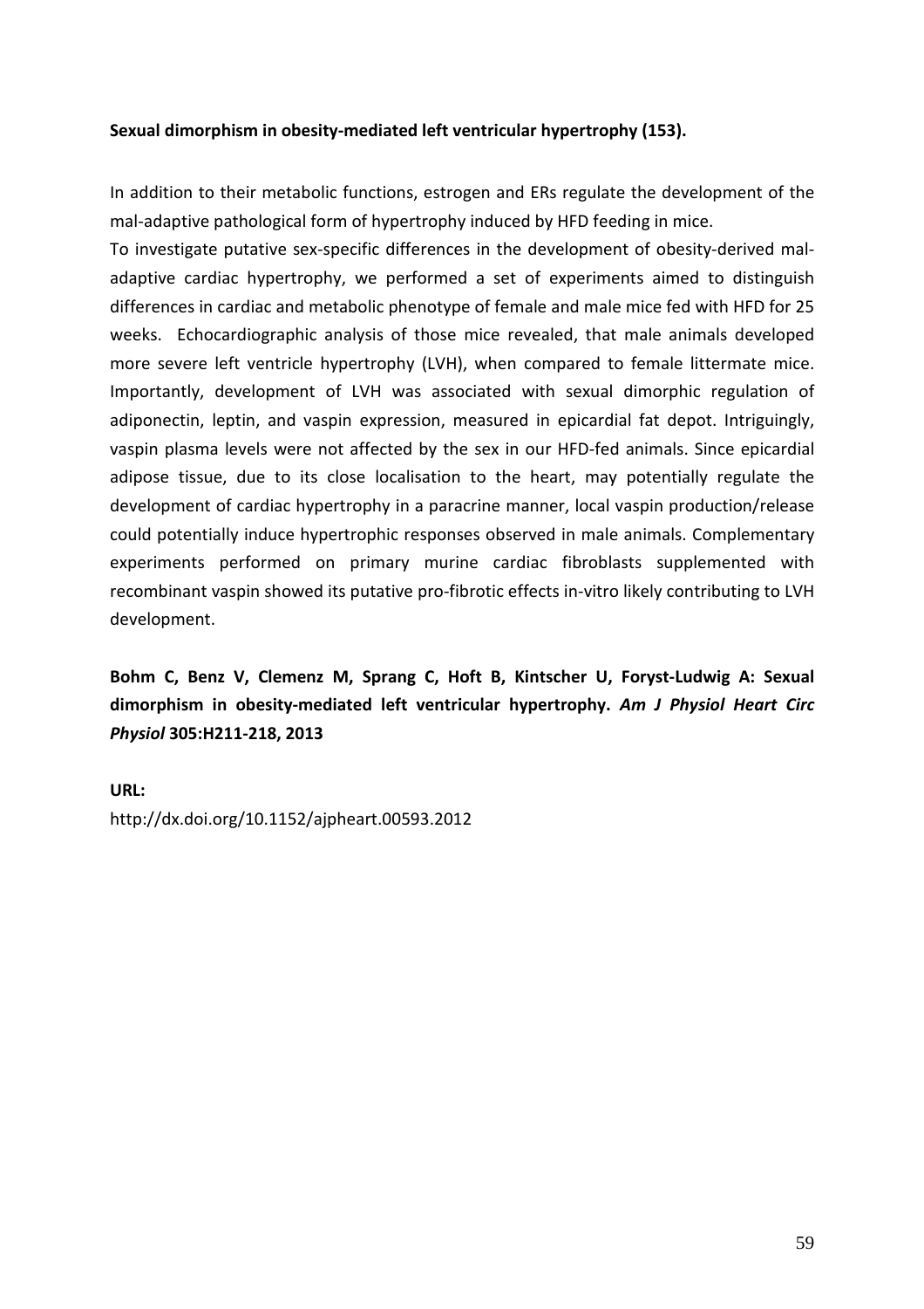**Sexual dimorphism in obesity-mediated left ventricular hypertrophy (153).**

In addition to their metabolic functions, estrogen and ERs regulate the development of the mal-adaptive pathological form of hypertrophy induced by HFD feeding in mice.

To investigate putative sex-specific differences in the development of obesity-derived mal-adaptive cardiac hypertrophy, we performed a set of experiments aimed to distinguish differences in cardiac and metabolic phenotype of female and male mice fed with HFD for 25 weeks. Echocardiographic analysis of those mice revealed, that male animals developed more severe left ventricle hypertrophy (LVH), when compared to female littermate mice. Importantly, development of LVH was associated with sexual dimorphic regulation of adiponectin, leptin, and vaspin expression, measured in epicardial fat depot. Intriguingly, vaspin plasma levels were not affected by the sex in our HFD-fed animals. Since epicardial adipose tissue, due to its close localisation to the heart, may potentially regulate the development of cardiac hypertrophy in a paracrine manner, local vaspin production/release could potentially induce hypertrophic responses observed in male animals. Complementary experiments performed on primary murine cardiac fibroblasts supplemented with recombinant vaspin showed its putative pro-fibrotic effects in-vitro likely contributing to LVH development.

**Bohm C, Benz V, Clemenz M, Sprang C, Hoft B, Kintscher U, Foryst-Ludwig A: Sexual dimorphism in obesity-mediated left ventricular hypertrophy.** ***Am J Physiol Heart Circ Physiol*** **305:H211-218, 2013**

**URL:**

http://dx.doi.org/10.1152/ajpheart.00593.2012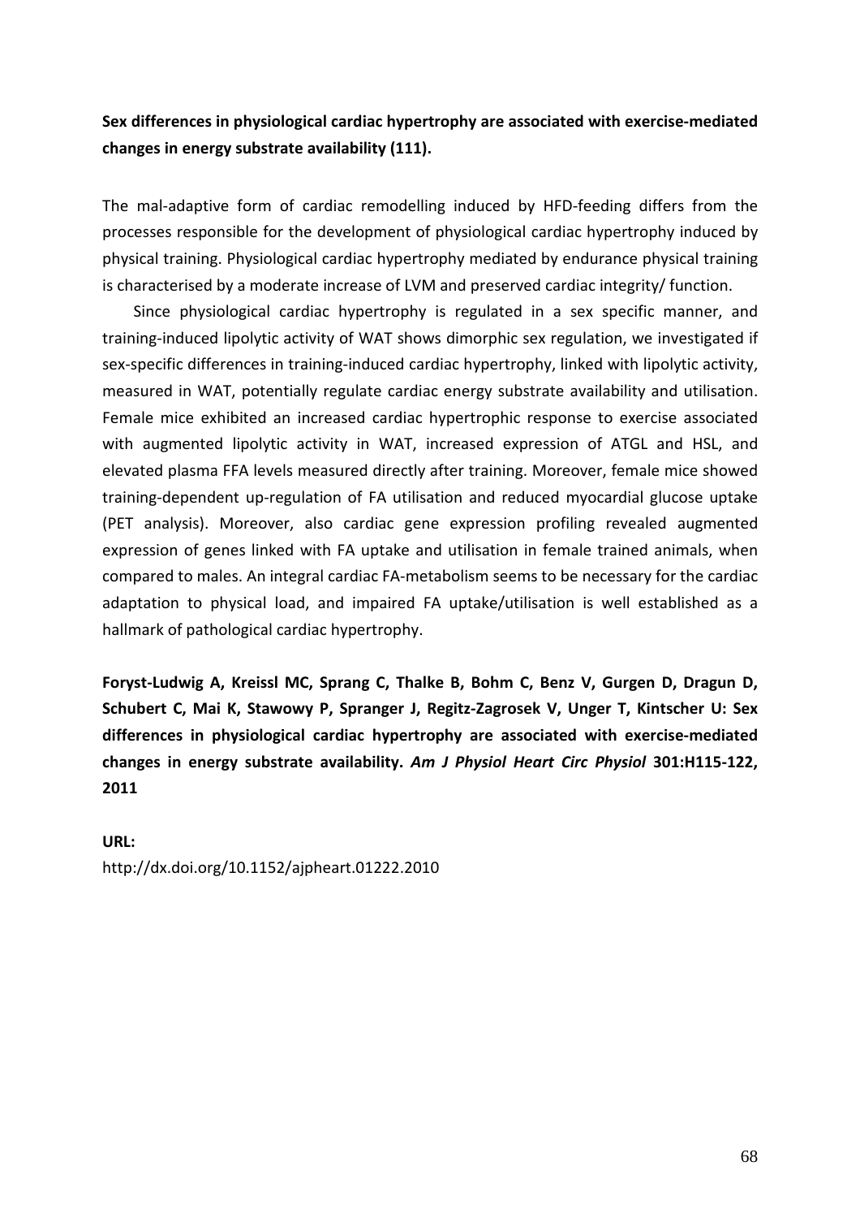**Sex differences in physiological cardiac hypertrophy are associated with exercise-mediated changes in energy substrate availability (111).**

The mal-adaptive form of cardiac remodelling induced by HFD-feeding differs from the processes responsible for the development of physiological cardiac hypertrophy induced by physical training. Physiological cardiac hypertrophy mediated by endurance physical training is characterised by a moderate increase of LVM and preserved cardiac integrity/ function.

Since physiological cardiac hypertrophy is regulated in a sex specific manner, and training-induced lipolytic activity of WAT shows dimorphic sex regulation, we investigated if sex-specific differences in training-induced cardiac hypertrophy, linked with lipolytic activity, measured in WAT, potentially regulate cardiac energy substrate availability and utilisation. Female mice exhibited an increased cardiac hypertrophic response to exercise associated with augmented lipolytic activity in WAT, increased expression of ATGL and HSL, and elevated plasma FFA levels measured directly after training. Moreover, female mice showed training-dependent up-regulation of FA utilisation and reduced myocardial glucose uptake (PET analysis). Moreover, also cardiac gene expression profiling revealed augmented expression of genes linked with FA uptake and utilisation in female trained animals, when compared to males. An integral cardiac FA-metabolism seems to be necessary for the cardiac adaptation to physical load, and impaired FA uptake/utilisation is well established as a hallmark of pathological cardiac hypertrophy.

**Foryst-Ludwig A, Kreissl MC, Sprang C, Thalke B, Bohm C, Benz V, Gurgen D, Dragun D, Schubert C, Mai K, Stawowy P, Spranger J, Regitz-Zagrosek V, Unger T, Kintscher U: Sex differences in physiological cardiac hypertrophy are associated with exercise-mediated changes in energy substrate availability.** ***Am J Physiol Heart Circ Physiol*** **301:H115-122, 2011**

**URL:**

http://dx.doi.org/10.1152/ajpheart.01222.2010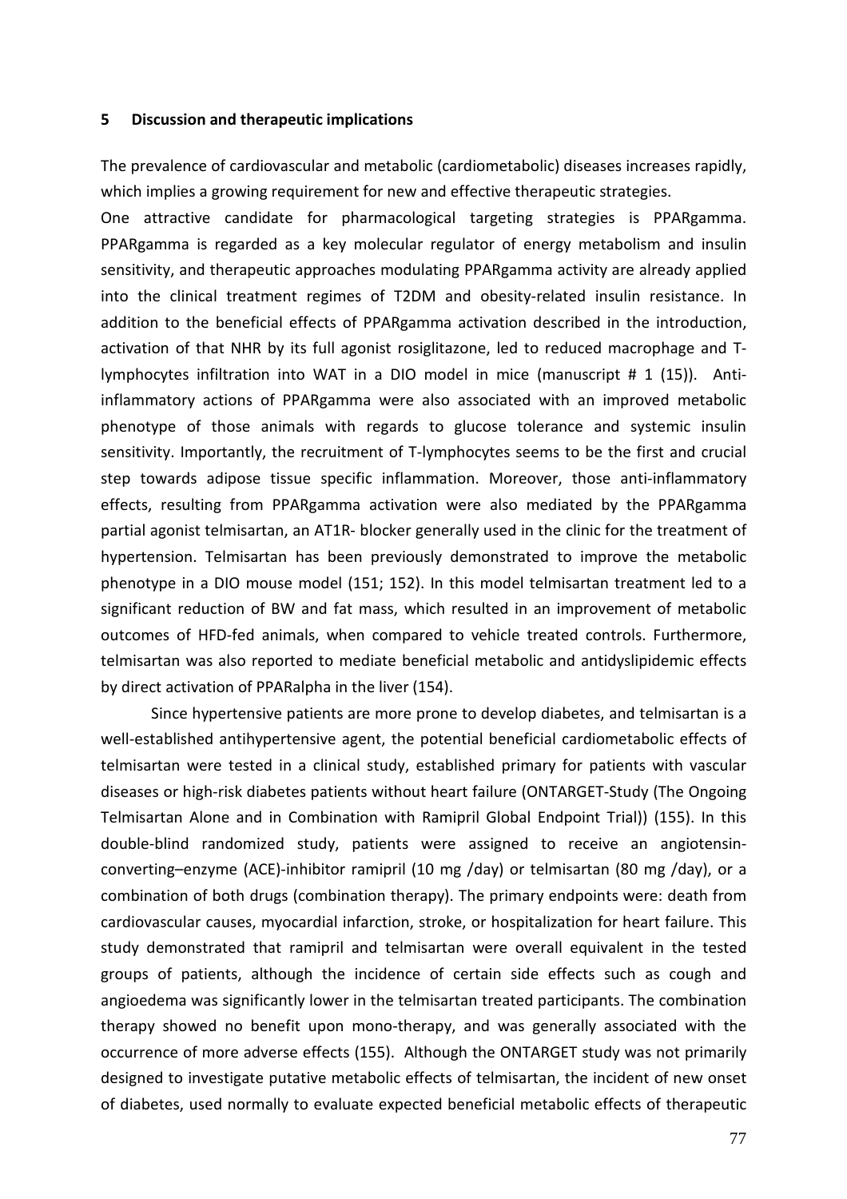## 5 Discussion and therapeutic implications

The prevalence of cardiovascular and metabolic (cardiometabolic) diseases increases rapidly, which implies a growing requirement for new and effective therapeutic strategies.

One attractive candidate for pharmacological targeting strategies is PPARgamma. PPARgamma is regarded as a key molecular regulator of energy metabolism and insulin sensitivity, and therapeutic approaches modulating PPARgamma activity are already applied into the clinical treatment regimes of T2DM and obesity-related insulin resistance. In addition to the beneficial effects of PPARgamma activation described in the introduction, activation of that NHR by its full agonist rosiglitazone, led to reduced macrophage and T-lymphocytes infiltration into WAT in a DIO model in mice (manuscript # 1 (15)). Anti-inflammatory actions of PPARgamma were also associated with an improved metabolic phenotype of those animals with regards to glucose tolerance and systemic insulin sensitivity. Importantly, the recruitment of T-lymphocytes seems to be the first and crucial step towards adipose tissue specific inflammation. Moreover, those anti-inflammatory effects, resulting from PPARgamma activation were also mediated by the PPARgamma partial agonist telmisartan, an AT1R- blocker generally used in the clinic for the treatment of hypertension. Telmisartan has been previously demonstrated to improve the metabolic phenotype in a DIO mouse model (151; 152). In this model telmisartan treatment led to a significant reduction of BW and fat mass, which resulted in an improvement of metabolic outcomes of HFD-fed animals, when compared to vehicle treated controls. Furthermore, telmisartan was also reported to mediate beneficial metabolic and antidyslipidemic effects by direct activation of PPARalpha in the liver (154).

Since hypertensive patients are more prone to develop diabetes, and telmisartan is a well-established antihypertensive agent, the potential beneficial cardiometabolic effects of telmisartan were tested in a clinical study, established primary for patients with vascular diseases or high-risk diabetes patients without heart failure (ONTARGET-Study (The Ongoing Telmisartan Alone and in Combination with Ramipril Global Endpoint Trial)) (155). In this double-blind randomized study, patients were assigned to receive an angiotensin-converting–enzyme (ACE)-inhibitor ramipril (10 mg /day) or telmisartan (80 mg /day), or a combination of both drugs (combination therapy). The primary endpoints were: death from cardiovascular causes, myocardial infarction, stroke, or hospitalization for heart failure. This study demonstrated that ramipril and telmisartan were overall equivalent in the tested groups of patients, although the incidence of certain side effects such as cough and angioedema was significantly lower in the telmisartan treated participants. The combination therapy showed no benefit upon mono-therapy, and was generally associated with the occurrence of more adverse effects (155). Although the ONTARGET study was not primarily designed to investigate putative metabolic effects of telmisartan, the incident of new onset of diabetes, used normally to evaluate expected beneficial metabolic effects of therapeutic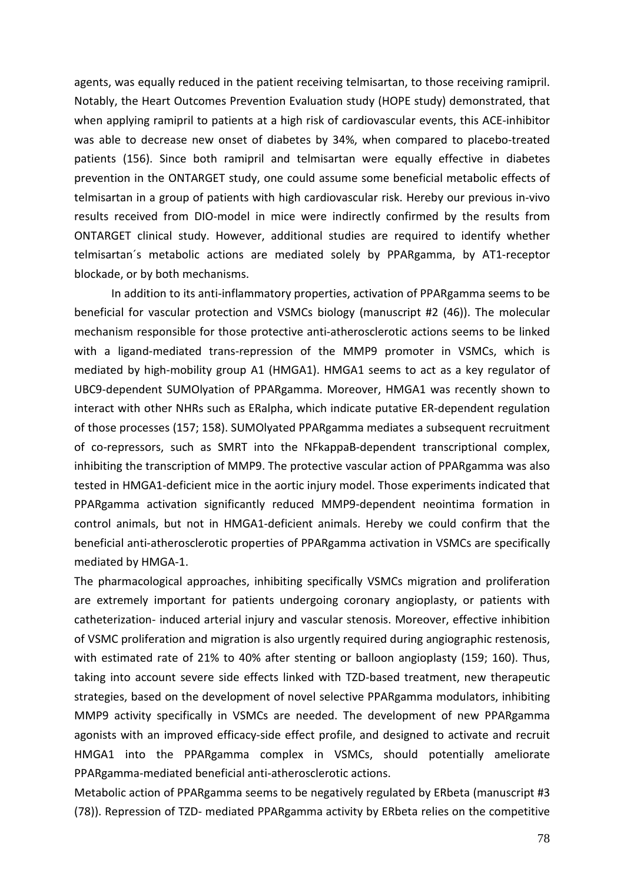agents, was equally reduced in the patient receiving telmisartan, to those receiving ramipril. Notably, the Heart Outcomes Prevention Evaluation study (HOPE study) demonstrated, that when applying ramipril to patients at a high risk of cardiovascular events, this ACE-inhibitor was able to decrease new onset of diabetes by 34%, when compared to placebo-treated patients (156). Since both ramipril and telmisartan were equally effective in diabetes prevention in the ONTARGET study, one could assume some beneficial metabolic effects of telmisartan in a group of patients with high cardiovascular risk. Hereby our previous in-vivo results received from DIO-model in mice were indirectly confirmed by the results from ONTARGET clinical study. However, additional studies are required to identify whether telmisartan´s metabolic actions are mediated solely by PPARgamma, by AT1-receptor blockade, or by both mechanisms.

In addition to its anti-inflammatory properties, activation of PPARgamma seems to be beneficial for vascular protection and VSMCs biology (manuscript #2 (46)). The molecular mechanism responsible for those protective anti-atherosclerotic actions seems to be linked with a ligand-mediated trans-repression of the MMP9 promoter in VSMCs, which is mediated by high-mobility group A1 (HMGA1). HMGA1 seems to act as a key regulator of UBC9-dependent SUMOlyation of PPARgamma. Moreover, HMGA1 was recently shown to interact with other NHRs such as ERalpha, which indicate putative ER-dependent regulation of those processes (157; 158). SUMOlyated PPARgamma mediates a subsequent recruitment of co-repressors, such as SMRT into the NFkappaB-dependent transcriptional complex, inhibiting the transcription of MMP9. The protective vascular action of PPARgamma was also tested in HMGA1-deficient mice in the aortic injury model. Those experiments indicated that PPARgamma activation significantly reduced MMP9-dependent neointima formation in control animals, but not in HMGA1-deficient animals. Hereby we could confirm that the beneficial anti-atherosclerotic properties of PPARgamma activation in VSMCs are specifically mediated by HMGA-1.

The pharmacological approaches, inhibiting specifically VSMCs migration and proliferation are extremely important for patients undergoing coronary angioplasty, or patients with catheterization- induced arterial injury and vascular stenosis. Moreover, effective inhibition of VSMC proliferation and migration is also urgently required during angiographic restenosis, with estimated rate of 21% to 40% after stenting or balloon angioplasty (159; 160). Thus, taking into account severe side effects linked with TZD-based treatment, new therapeutic strategies, based on the development of novel selective PPARgamma modulators, inhibiting MMP9 activity specifically in VSMCs are needed. The development of new PPARgamma agonists with an improved efficacy-side effect profile, and designed to activate and recruit HMGA1 into the PPARgamma complex in VSMCs, should potentially ameliorate PPARgamma-mediated beneficial anti-atherosclerotic actions.

Metabolic action of PPARgamma seems to be negatively regulated by ERbeta (manuscript #3 (78)). Repression of TZD- mediated PPARgamma activity by ERbeta relies on the competitive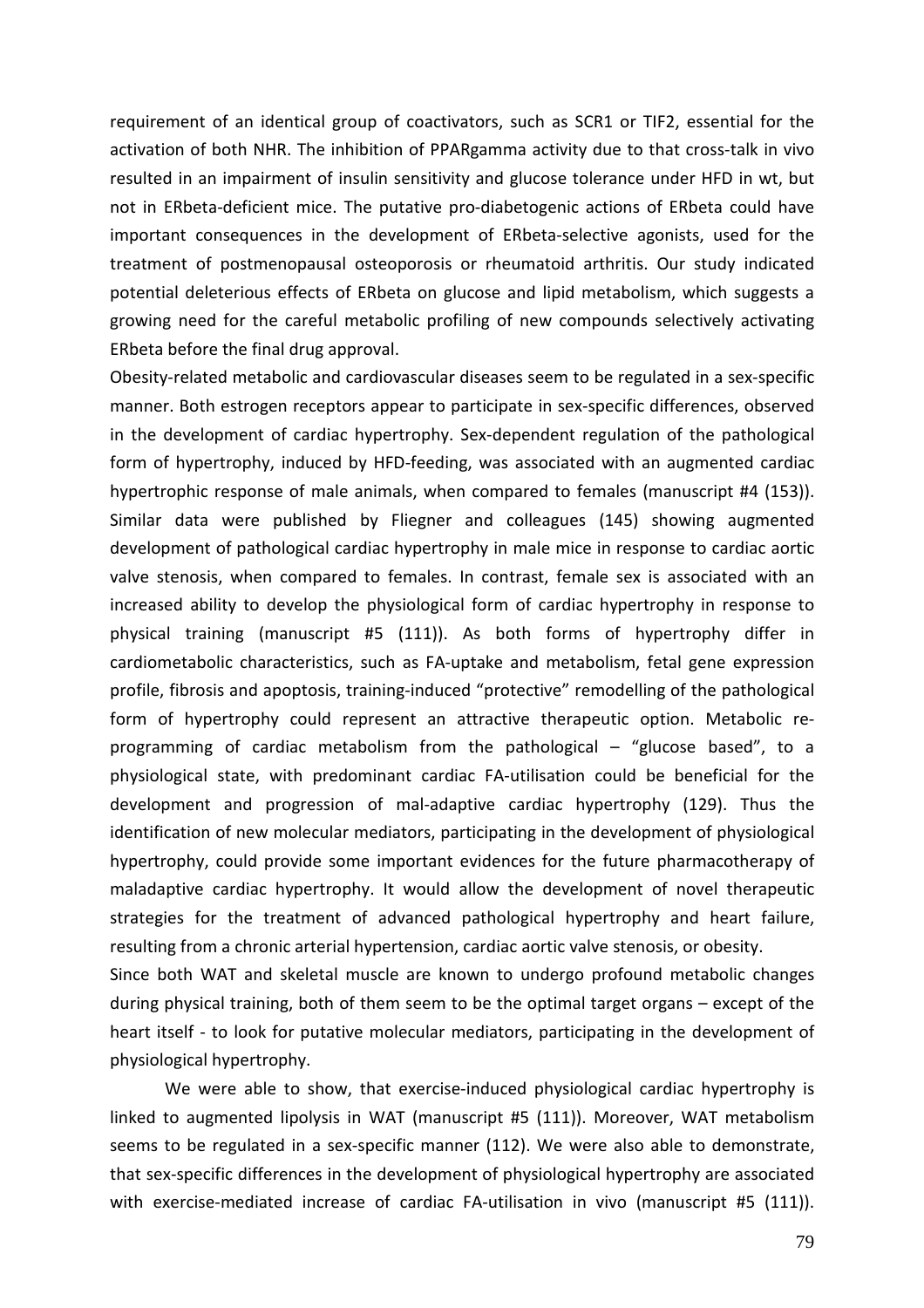requirement of an identical group of coactivators, such as SCR1 or TIF2, essential for the activation of both NHR. The inhibition of PPARgamma activity due to that cross-talk in vivo resulted in an impairment of insulin sensitivity and glucose tolerance under HFD in wt, but not in ERbeta-deficient mice. The putative pro-diabetogenic actions of ERbeta could have important consequences in the development of ERbeta-selective agonists, used for the treatment of postmenopausal osteoporosis or rheumatoid arthritis. Our study indicated potential deleterious effects of ERbeta on glucose and lipid metabolism, which suggests a growing need for the careful metabolic profiling of new compounds selectively activating ERbeta before the final drug approval.

Obesity-related metabolic and cardiovascular diseases seem to be regulated in a sex-specific manner. Both estrogen receptors appear to participate in sex-specific differences, observed in the development of cardiac hypertrophy. Sex-dependent regulation of the pathological form of hypertrophy, induced by HFD-feeding, was associated with an augmented cardiac hypertrophic response of male animals, when compared to females (manuscript #4 (153)). Similar data were published by Fliegner and colleagues (145) showing augmented development of pathological cardiac hypertrophy in male mice in response to cardiac aortic valve stenosis, when compared to females. In contrast, female sex is associated with an increased ability to develop the physiological form of cardiac hypertrophy in response to physical training (manuscript #5 (111)). As both forms of hypertrophy differ in cardiometabolic characteristics, such as FA-uptake and metabolism, fetal gene expression profile, fibrosis and apoptosis, training-induced "protective" remodelling of the pathological form of hypertrophy could represent an attractive therapeutic option. Metabolic re-programming of cardiac metabolism from the pathological – "glucose based", to a physiological state, with predominant cardiac FA-utilisation could be beneficial for the development and progression of mal-adaptive cardiac hypertrophy (129). Thus the identification of new molecular mediators, participating in the development of physiological hypertrophy, could provide some important evidences for the future pharmacotherapy of maladaptive cardiac hypertrophy. It would allow the development of novel therapeutic strategies for the treatment of advanced pathological hypertrophy and heart failure, resulting from a chronic arterial hypertension, cardiac aortic valve stenosis, or obesity.

Since both WAT and skeletal muscle are known to undergo profound metabolic changes during physical training, both of them seem to be the optimal target organs – except of the heart itself - to look for putative molecular mediators, participating in the development of physiological hypertrophy.

We were able to show, that exercise-induced physiological cardiac hypertrophy is linked to augmented lipolysis in WAT (manuscript #5 (111)). Moreover, WAT metabolism seems to be regulated in a sex-specific manner (112). We were also able to demonstrate, that sex-specific differences in the development of physiological hypertrophy are associated with exercise-mediated increase of cardiac FA-utilisation in vivo (manuscript #5 (111)).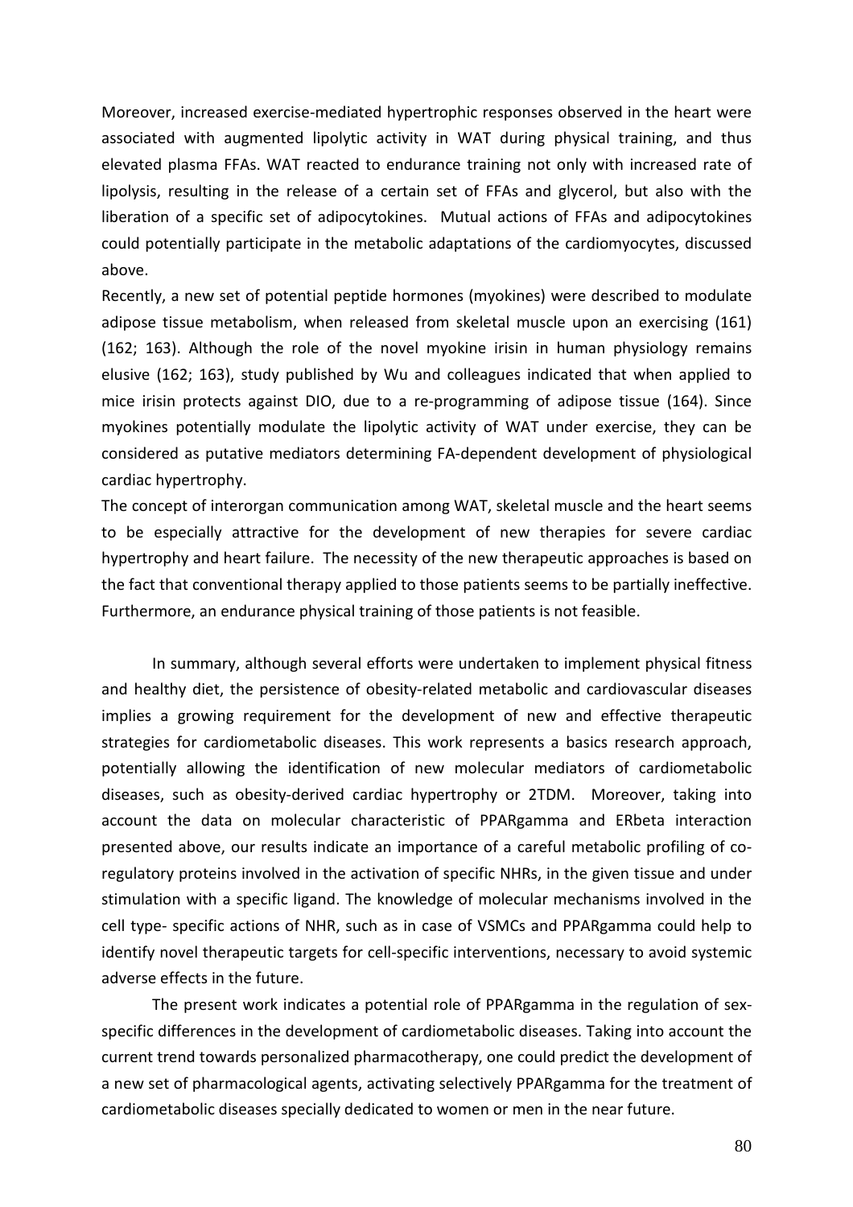Moreover, increased exercise-mediated hypertrophic responses observed in the heart were associated with augmented lipolytic activity in WAT during physical training, and thus elevated plasma FFAs. WAT reacted to endurance training not only with increased rate of lipolysis, resulting in the release of a certain set of FFAs and glycerol, but also with the liberation of a specific set of adipocytokines. Mutual actions of FFAs and adipocytokines could potentially participate in the metabolic adaptations of the cardiomyocytes, discussed above.

Recently, a new set of potential peptide hormones (myokines) were described to modulate adipose tissue metabolism, when released from skeletal muscle upon an exercising (161) (162; 163). Although the role of the novel myokine irisin in human physiology remains elusive (162; 163), study published by Wu and colleagues indicated that when applied to mice irisin protects against DIO, due to a re-programming of adipose tissue (164). Since myokines potentially modulate the lipolytic activity of WAT under exercise, they can be considered as putative mediators determining FA-dependent development of physiological cardiac hypertrophy.

The concept of interorgan communication among WAT, skeletal muscle and the heart seems to be especially attractive for the development of new therapies for severe cardiac hypertrophy and heart failure. The necessity of the new therapeutic approaches is based on the fact that conventional therapy applied to those patients seems to be partially ineffective. Furthermore, an endurance physical training of those patients is not feasible.

In summary, although several efforts were undertaken to implement physical fitness and healthy diet, the persistence of obesity-related metabolic and cardiovascular diseases implies a growing requirement for the development of new and effective therapeutic strategies for cardiometabolic diseases. This work represents a basics research approach, potentially allowing the identification of new molecular mediators of cardiometabolic diseases, such as obesity-derived cardiac hypertrophy or 2TDM. Moreover, taking into account the data on molecular characteristic of PPARgamma and ERbeta interaction presented above, our results indicate an importance of a careful metabolic profiling of co-regulatory proteins involved in the activation of specific NHRs, in the given tissue and under stimulation with a specific ligand. The knowledge of molecular mechanisms involved in the cell type- specific actions of NHR, such as in case of VSMCs and PPARgamma could help to identify novel therapeutic targets for cell-specific interventions, necessary to avoid systemic adverse effects in the future.

The present work indicates a potential role of PPARgamma in the regulation of sex-specific differences in the development of cardiometabolic diseases. Taking into account the current trend towards personalized pharmacotherapy, one could predict the development of a new set of pharmacological agents, activating selectively PPARgamma for the treatment of cardiometabolic diseases specially dedicated to women or men in the near future.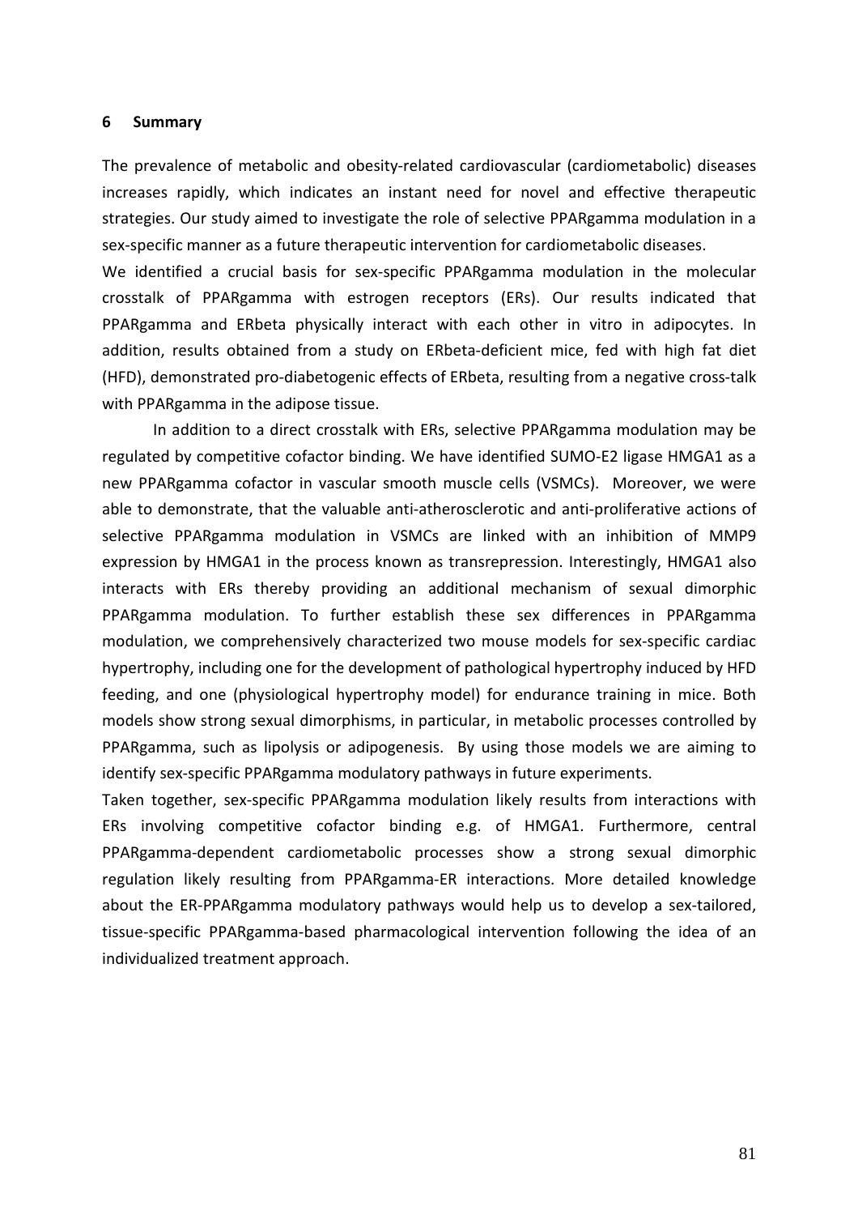## 6 Summary

The prevalence of metabolic and obesity-related cardiovascular (cardiometabolic) diseases increases rapidly, which indicates an instant need for novel and effective therapeutic strategies. Our study aimed to investigate the role of selective PPARgamma modulation in a sex-specific manner as a future therapeutic intervention for cardiometabolic diseases.

We identified a crucial basis for sex-specific PPARgamma modulation in the molecular crosstalk of PPARgamma with estrogen receptors (ERs). Our results indicated that PPARgamma and ERbeta physically interact with each other in vitro in adipocytes. In addition, results obtained from a study on ERbeta-deficient mice, fed with high fat diet (HFD), demonstrated pro-diabetogenic effects of ERbeta, resulting from a negative cross-talk with PPARgamma in the adipose tissue.

In addition to a direct crosstalk with ERs, selective PPARgamma modulation may be regulated by competitive cofactor binding. We have identified SUMO-E2 ligase HMGA1 as a new PPARgamma cofactor in vascular smooth muscle cells (VSMCs). Moreover, we were able to demonstrate, that the valuable anti-atherosclerotic and anti-proliferative actions of selective PPARgamma modulation in VSMCs are linked with an inhibition of MMP9 expression by HMGA1 in the process known as transrepression. Interestingly, HMGA1 also interacts with ERs thereby providing an additional mechanism of sexual dimorphic PPARgamma modulation. To further establish these sex differences in PPARgamma modulation, we comprehensively characterized two mouse models for sex-specific cardiac hypertrophy, including one for the development of pathological hypertrophy induced by HFD feeding, and one (physiological hypertrophy model) for endurance training in mice. Both models show strong sexual dimorphisms, in particular, in metabolic processes controlled by PPARgamma, such as lipolysis or adipogenesis. By using those models we are aiming to identify sex-specific PPARgamma modulatory pathways in future experiments.

Taken together, sex-specific PPARgamma modulation likely results from interactions with ERs involving competitive cofactor binding e.g. of HMGA1. Furthermore, central PPARgamma-dependent cardiometabolic processes show a strong sexual dimorphic regulation likely resulting from PPARgamma-ER interactions. More detailed knowledge about the ER-PPARgamma modulatory pathways would help us to develop a sex-tailored, tissue-specific PPARgamma-based pharmacological intervention following the idea of an individualized treatment approach.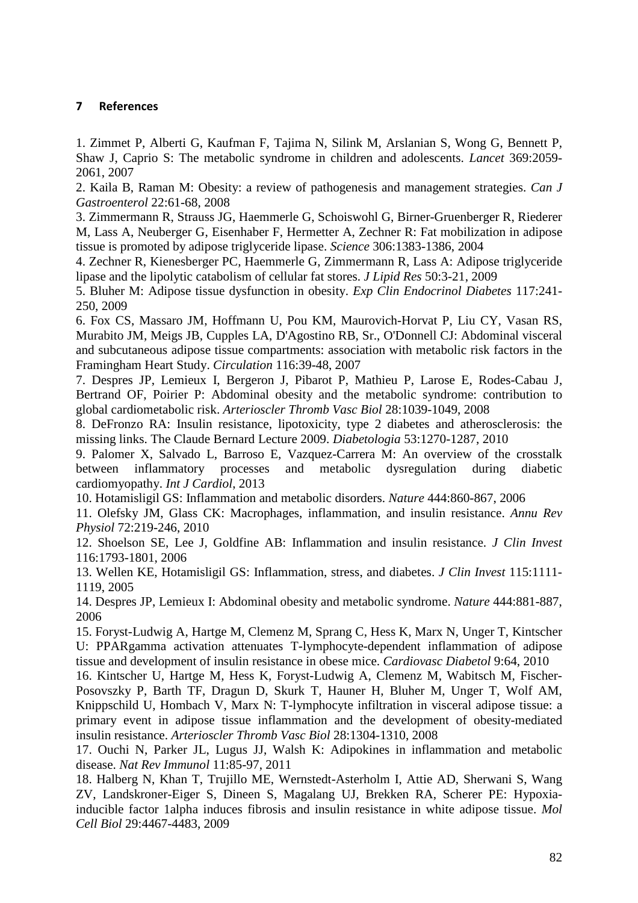## 7 References

1. Zimmet P, Alberti G, Kaufman F, Tajima N, Silink M, Arslanian S, Wong G, Bennett P, Shaw J, Caprio S: The metabolic syndrome in children and adolescents. *Lancet* 369:2059-2061, 2007

2. Kaila B, Raman M: Obesity: a review of pathogenesis and management strategies. *Can J Gastroenterol* 22:61-68, 2008

3. Zimmermann R, Strauss JG, Haemmerle G, Schoiswohl G, Birner-Gruenberger R, Riederer M, Lass A, Neuberger G, Eisenhaber F, Hermetter A, Zechner R: Fat mobilization in adipose tissue is promoted by adipose triglyceride lipase. *Science* 306:1383-1386, 2004

4. Zechner R, Kienesberger PC, Haemmerle G, Zimmermann R, Lass A: Adipose triglyceride lipase and the lipolytic catabolism of cellular fat stores. *J Lipid Res* 50:3-21, 2009

5. Bluher M: Adipose tissue dysfunction in obesity. *Exp Clin Endocrinol Diabetes* 117:241-250, 2009

6. Fox CS, Massaro JM, Hoffmann U, Pou KM, Maurovich-Horvat P, Liu CY, Vasan RS, Murabito JM, Meigs JB, Cupples LA, D'Agostino RB, Sr., O'Donnell CJ: Abdominal visceral and subcutaneous adipose tissue compartments: association with metabolic risk factors in the Framingham Heart Study. *Circulation* 116:39-48, 2007

7. Despres JP, Lemieux I, Bergeron J, Pibarot P, Mathieu P, Larose E, Rodes-Cabau J, Bertrand OF, Poirier P: Abdominal obesity and the metabolic syndrome: contribution to global cardiometabolic risk. *Arterioscler Thromb Vasc Biol* 28:1039-1049, 2008

8. DeFronzo RA: Insulin resistance, lipotoxicity, type 2 diabetes and atherosclerosis: the missing links. The Claude Bernard Lecture 2009. *Diabetologia* 53:1270-1287, 2010

9. Palomer X, Salvado L, Barroso E, Vazquez-Carrera M: An overview of the crosstalk between inflammatory processes and metabolic dysregulation during diabetic cardiomyopathy. *Int J Cardiol*, 2013

10. Hotamisligil GS: Inflammation and metabolic disorders. *Nature* 444:860-867, 2006

11. Olefsky JM, Glass CK: Macrophages, inflammation, and insulin resistance. *Annu Rev Physiol* 72:219-246, 2010

12. Shoelson SE, Lee J, Goldfine AB: Inflammation and insulin resistance. *J Clin Invest* 116:1793-1801, 2006

13. Wellen KE, Hotamisligil GS: Inflammation, stress, and diabetes. *J Clin Invest* 115:1111-1119, 2005

14. Despres JP, Lemieux I: Abdominal obesity and metabolic syndrome. *Nature* 444:881-887, 2006

15. Foryst-Ludwig A, Hartge M, Clemenz M, Sprang C, Hess K, Marx N, Unger T, Kintscher U: PPARgamma activation attenuates T-lymphocyte-dependent inflammation of adipose tissue and development of insulin resistance in obese mice. *Cardiovasc Diabetol* 9:64, 2010

16. Kintscher U, Hartge M, Hess K, Foryst-Ludwig A, Clemenz M, Wabitsch M, Fischer-Posovszky P, Barth TF, Dragun D, Skurk T, Hauner H, Bluher M, Unger T, Wolf AM, Knippschild U, Hombach V, Marx N: T-lymphocyte infiltration in visceral adipose tissue: a primary event in adipose tissue inflammation and the development of obesity-mediated insulin resistance. *Arterioscler Thromb Vasc Biol* 28:1304-1310, 2008

17. Ouchi N, Parker JL, Lugus JJ, Walsh K: Adipokines in inflammation and metabolic disease. *Nat Rev Immunol* 11:85-97, 2011

18. Halberg N, Khan T, Trujillo ME, Wernstedt-Asterholm I, Attie AD, Sherwani S, Wang ZV, Landskroner-Eiger S, Dineen S, Magalang UJ, Brekken RA, Scherer PE: Hypoxia-inducible factor 1alpha induces fibrosis and insulin resistance in white adipose tissue. *Mol Cell Biol* 29:4467-4483, 2009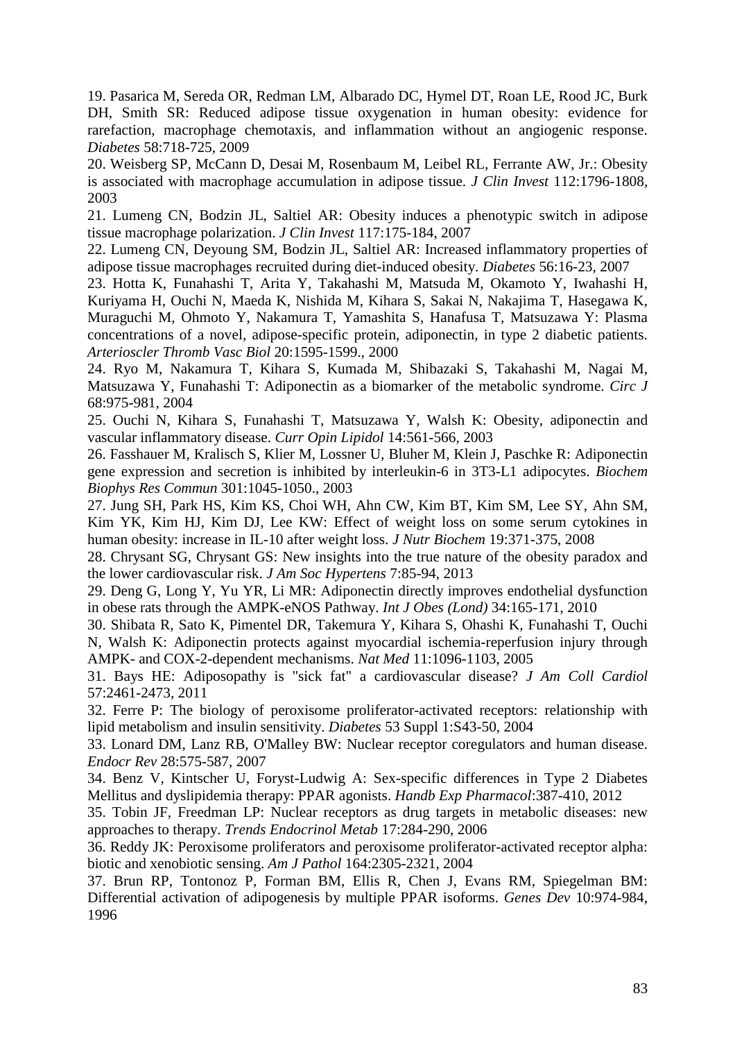19. Pasarica M, Sereda OR, Redman LM, Albarado DC, Hymel DT, Roan LE, Rood JC, Burk DH, Smith SR: Reduced adipose tissue oxygenation in human obesity: evidence for rarefaction, macrophage chemotaxis, and inflammation without an angiogenic response. *Diabetes* 58:718-725, 2009

20. Weisberg SP, McCann D, Desai M, Rosenbaum M, Leibel RL, Ferrante AW, Jr.: Obesity is associated with macrophage accumulation in adipose tissue. *J Clin Invest* 112:1796-1808, 2003

21. Lumeng CN, Bodzin JL, Saltiel AR: Obesity induces a phenotypic switch in adipose tissue macrophage polarization. *J Clin Invest* 117:175-184, 2007

22. Lumeng CN, Deyoung SM, Bodzin JL, Saltiel AR: Increased inflammatory properties of adipose tissue macrophages recruited during diet-induced obesity. *Diabetes* 56:16-23, 2007

23. Hotta K, Funahashi T, Arita Y, Takahashi M, Matsuda M, Okamoto Y, Iwahashi H, Kuriyama H, Ouchi N, Maeda K, Nishida M, Kihara S, Sakai N, Nakajima T, Hasegawa K, Muraguchi M, Ohmoto Y, Nakamura T, Yamashita S, Hanafusa T, Matsuzawa Y: Plasma concentrations of a novel, adipose-specific protein, adiponectin, in type 2 diabetic patients. *Arterioscler Thromb Vasc Biol* 20:1595-1599., 2000

24. Ryo M, Nakamura T, Kihara S, Kumada M, Shibazaki S, Takahashi M, Nagai M, Matsuzawa Y, Funahashi T: Adiponectin as a biomarker of the metabolic syndrome. *Circ J* 68:975-981, 2004

25. Ouchi N, Kihara S, Funahashi T, Matsuzawa Y, Walsh K: Obesity, adiponectin and vascular inflammatory disease. *Curr Opin Lipidol* 14:561-566, 2003

26. Fasshauer M, Kralisch S, Klier M, Lossner U, Bluher M, Klein J, Paschke R: Adiponectin gene expression and secretion is inhibited by interleukin-6 in 3T3-L1 adipocytes. *Biochem Biophys Res Commun* 301:1045-1050., 2003

27. Jung SH, Park HS, Kim KS, Choi WH, Ahn CW, Kim BT, Kim SM, Lee SY, Ahn SM, Kim YK, Kim HJ, Kim DJ, Lee KW: Effect of weight loss on some serum cytokines in human obesity: increase in IL-10 after weight loss. *J Nutr Biochem* 19:371-375, 2008

28. Chrysant SG, Chrysant GS: New insights into the true nature of the obesity paradox and the lower cardiovascular risk. *J Am Soc Hypertens* 7:85-94, 2013

29. Deng G, Long Y, Yu YR, Li MR: Adiponectin directly improves endothelial dysfunction in obese rats through the AMPK-eNOS Pathway. *Int J Obes (Lond)* 34:165-171, 2010

30. Shibata R, Sato K, Pimentel DR, Takemura Y, Kihara S, Ohashi K, Funahashi T, Ouchi N, Walsh K: Adiponectin protects against myocardial ischemia-reperfusion injury through AMPK- and COX-2-dependent mechanisms. *Nat Med* 11:1096-1103, 2005

31. Bays HE: Adiposopathy is "sick fat" a cardiovascular disease? *J Am Coll Cardiol* 57:2461-2473, 2011

32. Ferre P: The biology of peroxisome proliferator-activated receptors: relationship with lipid metabolism and insulin sensitivity. *Diabetes* 53 Suppl 1:S43-50, 2004

33. Lonard DM, Lanz RB, O'Malley BW: Nuclear receptor coregulators and human disease. *Endocr Rev* 28:575-587, 2007

34. Benz V, Kintscher U, Foryst-Ludwig A: Sex-specific differences in Type 2 Diabetes Mellitus and dyslipidemia therapy: PPAR agonists. *Handb Exp Pharmacol*:387-410, 2012

35. Tobin JF, Freedman LP: Nuclear receptors as drug targets in metabolic diseases: new approaches to therapy. *Trends Endocrinol Metab* 17:284-290, 2006

36. Reddy JK: Peroxisome proliferators and peroxisome proliferator-activated receptor alpha: biotic and xenobiotic sensing. *Am J Pathol* 164:2305-2321, 2004

37. Brun RP, Tontonoz P, Forman BM, Ellis R, Chen J, Evans RM, Spiegelman BM: Differential activation of adipogenesis by multiple PPAR isoforms. *Genes Dev* 10:974-984, 1996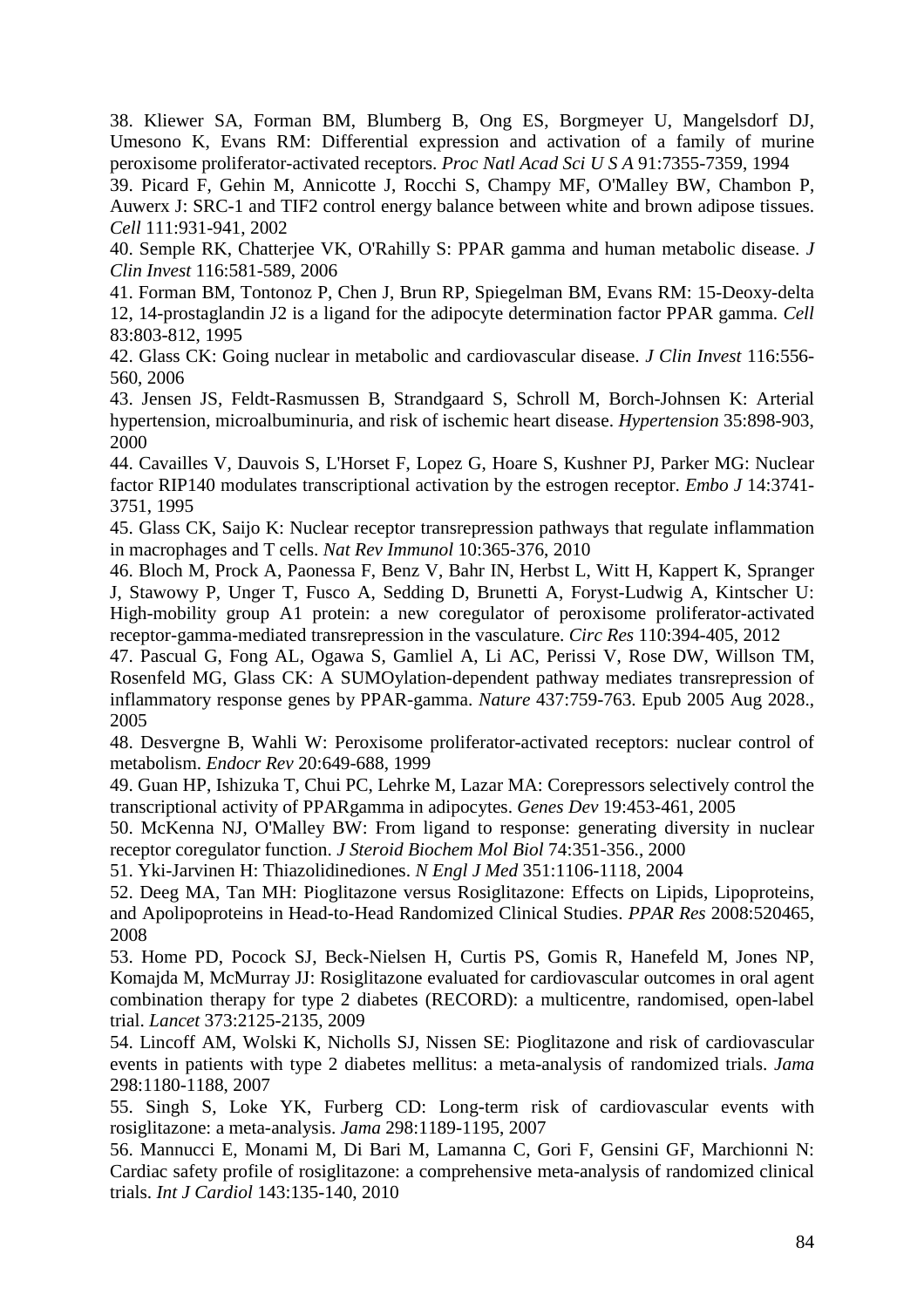38. Kliewer SA, Forman BM, Blumberg B, Ong ES, Borgmeyer U, Mangelsdorf DJ, Umesono K, Evans RM: Differential expression and activation of a family of murine peroxisome proliferator-activated receptors. *Proc Natl Acad Sci U S A* 91:7355-7359, 1994

39. Picard F, Gehin M, Annicotte J, Rocchi S, Champy MF, O'Malley BW, Chambon P, Auwerx J: SRC-1 and TIF2 control energy balance between white and brown adipose tissues. *Cell* 111:931-941, 2002

40. Semple RK, Chatterjee VK, O'Rahilly S: PPAR gamma and human metabolic disease. *J Clin Invest* 116:581-589, 2006

41. Forman BM, Tontonoz P, Chen J, Brun RP, Spiegelman BM, Evans RM: 15-Deoxy-delta 12, 14-prostaglandin J2 is a ligand for the adipocyte determination factor PPAR gamma. *Cell* 83:803-812, 1995

42. Glass CK: Going nuclear in metabolic and cardiovascular disease. *J Clin Invest* 116:556-560, 2006

43. Jensen JS, Feldt-Rasmussen B, Strandgaard S, Schroll M, Borch-Johnsen K: Arterial hypertension, microalbuminuria, and risk of ischemic heart disease. *Hypertension* 35:898-903, 2000

44. Cavailles V, Dauvois S, L'Horset F, Lopez G, Hoare S, Kushner PJ, Parker MG: Nuclear factor RIP140 modulates transcriptional activation by the estrogen receptor. *Embo J* 14:3741-3751, 1995

45. Glass CK, Saijo K: Nuclear receptor transrepression pathways that regulate inflammation in macrophages and T cells. *Nat Rev Immunol* 10:365-376, 2010

46. Bloch M, Prock A, Paonessa F, Benz V, Bahr IN, Herbst L, Witt H, Kappert K, Spranger J, Stawowy P, Unger T, Fusco A, Sedding D, Brunetti A, Foryst-Ludwig A, Kintscher U: High-mobility group A1 protein: a new coregulator of peroxisome proliferator-activated receptor-gamma-mediated transrepression in the vasculature. *Circ Res* 110:394-405, 2012

47. Pascual G, Fong AL, Ogawa S, Gamliel A, Li AC, Perissi V, Rose DW, Willson TM, Rosenfeld MG, Glass CK: A SUMOylation-dependent pathway mediates transrepression of inflammatory response genes by PPAR-gamma. *Nature* 437:759-763. Epub 2005 Aug 2028., 2005

48. Desvergne B, Wahli W: Peroxisome proliferator-activated receptors: nuclear control of metabolism. *Endocr Rev* 20:649-688, 1999

49. Guan HP, Ishizuka T, Chui PC, Lehrke M, Lazar MA: Corepressors selectively control the transcriptional activity of PPARgamma in adipocytes. *Genes Dev* 19:453-461, 2005

50. McKenna NJ, O'Malley BW: From ligand to response: generating diversity in nuclear receptor coregulator function. *J Steroid Biochem Mol Biol* 74:351-356., 2000

51. Yki-Jarvinen H: Thiazolidinediones. *N Engl J Med* 351:1106-1118, 2004

52. Deeg MA, Tan MH: Pioglitazone versus Rosiglitazone: Effects on Lipids, Lipoproteins, and Apolipoproteins in Head-to-Head Randomized Clinical Studies. *PPAR Res* 2008:520465, 2008

53. Home PD, Pocock SJ, Beck-Nielsen H, Curtis PS, Gomis R, Hanefeld M, Jones NP, Komajda M, McMurray JJ: Rosiglitazone evaluated for cardiovascular outcomes in oral agent combination therapy for type 2 diabetes (RECORD): a multicentre, randomised, open-label trial. *Lancet* 373:2125-2135, 2009

54. Lincoff AM, Wolski K, Nicholls SJ, Nissen SE: Pioglitazone and risk of cardiovascular events in patients with type 2 diabetes mellitus: a meta-analysis of randomized trials. *Jama* 298:1180-1188, 2007

55. Singh S, Loke YK, Furberg CD: Long-term risk of cardiovascular events with rosiglitazone: a meta-analysis. *Jama* 298:1189-1195, 2007

56. Mannucci E, Monami M, Di Bari M, Lamanna C, Gori F, Gensini GF, Marchionni N: Cardiac safety profile of rosiglitazone: a comprehensive meta-analysis of randomized clinical trials. *Int J Cardiol* 143:135-140, 2010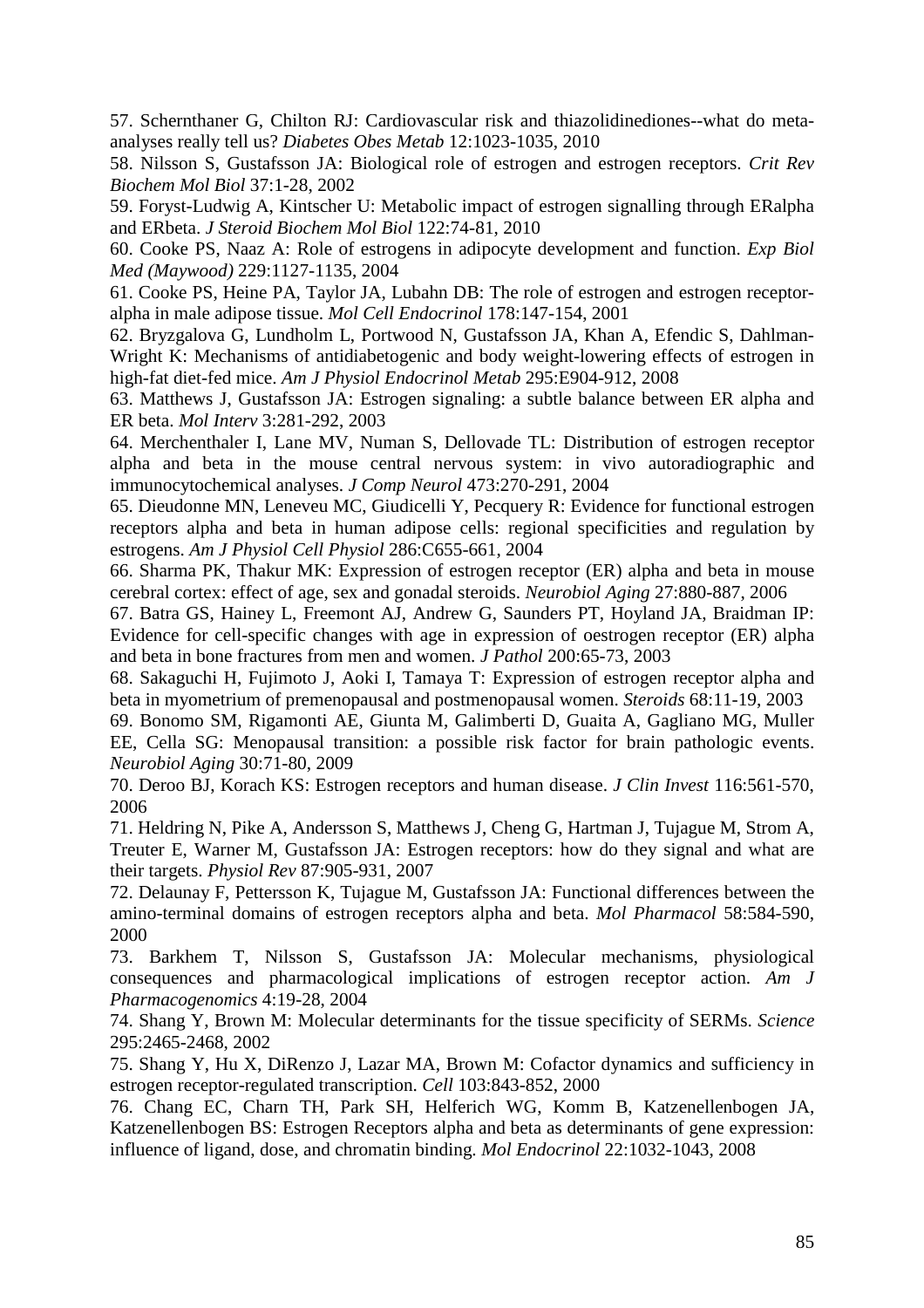57. Schernthaner G, Chilton RJ: Cardiovascular risk and thiazolidinediones--what do meta-analyses really tell us? *Diabetes Obes Metab* 12:1023-1035, 2010

58. Nilsson S, Gustafsson JA: Biological role of estrogen and estrogen receptors. *Crit Rev Biochem Mol Biol* 37:1-28, 2002

59. Foryst-Ludwig A, Kintscher U: Metabolic impact of estrogen signalling through ERalpha and ERbeta. *J Steroid Biochem Mol Biol* 122:74-81, 2010

60. Cooke PS, Naaz A: Role of estrogens in adipocyte development and function. *Exp Biol Med (Maywood)* 229:1127-1135, 2004

61. Cooke PS, Heine PA, Taylor JA, Lubahn DB: The role of estrogen and estrogen receptor-alpha in male adipose tissue. *Mol Cell Endocrinol* 178:147-154, 2001

62. Bryzgalova G, Lundholm L, Portwood N, Gustafsson JA, Khan A, Efendic S, Dahlman-Wright K: Mechanisms of antidiabetogenic and body weight-lowering effects of estrogen in high-fat diet-fed mice. *Am J Physiol Endocrinol Metab* 295:E904-912, 2008

63. Matthews J, Gustafsson JA: Estrogen signaling: a subtle balance between ER alpha and ER beta. *Mol Interv* 3:281-292, 2003

64. Merchenthaler I, Lane MV, Numan S, Dellovade TL: Distribution of estrogen receptor alpha and beta in the mouse central nervous system: in vivo autoradiographic and immunocytochemical analyses. *J Comp Neurol* 473:270-291, 2004

65. Dieudonne MN, Leneveu MC, Giudicelli Y, Pecquery R: Evidence for functional estrogen receptors alpha and beta in human adipose cells: regional specificities and regulation by estrogens. *Am J Physiol Cell Physiol* 286:C655-661, 2004

66. Sharma PK, Thakur MK: Expression of estrogen receptor (ER) alpha and beta in mouse cerebral cortex: effect of age, sex and gonadal steroids. *Neurobiol Aging* 27:880-887, 2006

67. Batra GS, Hainey L, Freemont AJ, Andrew G, Saunders PT, Hoyland JA, Braidman IP: Evidence for cell-specific changes with age in expression of oestrogen receptor (ER) alpha and beta in bone fractures from men and women. *J Pathol* 200:65-73, 2003

68. Sakaguchi H, Fujimoto J, Aoki I, Tamaya T: Expression of estrogen receptor alpha and beta in myometrium of premenopausal and postmenopausal women. *Steroids* 68:11-19, 2003

69. Bonomo SM, Rigamonti AE, Giunta M, Galimberti D, Guaita A, Gagliano MG, Muller EE, Cella SG: Menopausal transition: a possible risk factor for brain pathologic events. *Neurobiol Aging* 30:71-80, 2009

70. Deroo BJ, Korach KS: Estrogen receptors and human disease. *J Clin Invest* 116:561-570, 2006

71. Heldring N, Pike A, Andersson S, Matthews J, Cheng G, Hartman J, Tujague M, Strom A, Treuter E, Warner M, Gustafsson JA: Estrogen receptors: how do they signal and what are their targets. *Physiol Rev* 87:905-931, 2007

72. Delaunay F, Pettersson K, Tujague M, Gustafsson JA: Functional differences between the amino-terminal domains of estrogen receptors alpha and beta. *Mol Pharmacol* 58:584-590, 2000

73. Barkhem T, Nilsson S, Gustafsson JA: Molecular mechanisms, physiological consequences and pharmacological implications of estrogen receptor action. *Am J Pharmacogenomics* 4:19-28, 2004

74. Shang Y, Brown M: Molecular determinants for the tissue specificity of SERMs. *Science* 295:2465-2468, 2002

75. Shang Y, Hu X, DiRenzo J, Lazar MA, Brown M: Cofactor dynamics and sufficiency in estrogen receptor-regulated transcription. *Cell* 103:843-852, 2000

76. Chang EC, Charn TH, Park SH, Helferich WG, Komm B, Katzenellenbogen JA, Katzenellenbogen BS: Estrogen Receptors alpha and beta as determinants of gene expression: influence of ligand, dose, and chromatin binding. *Mol Endocrinol* 22:1032-1043, 2008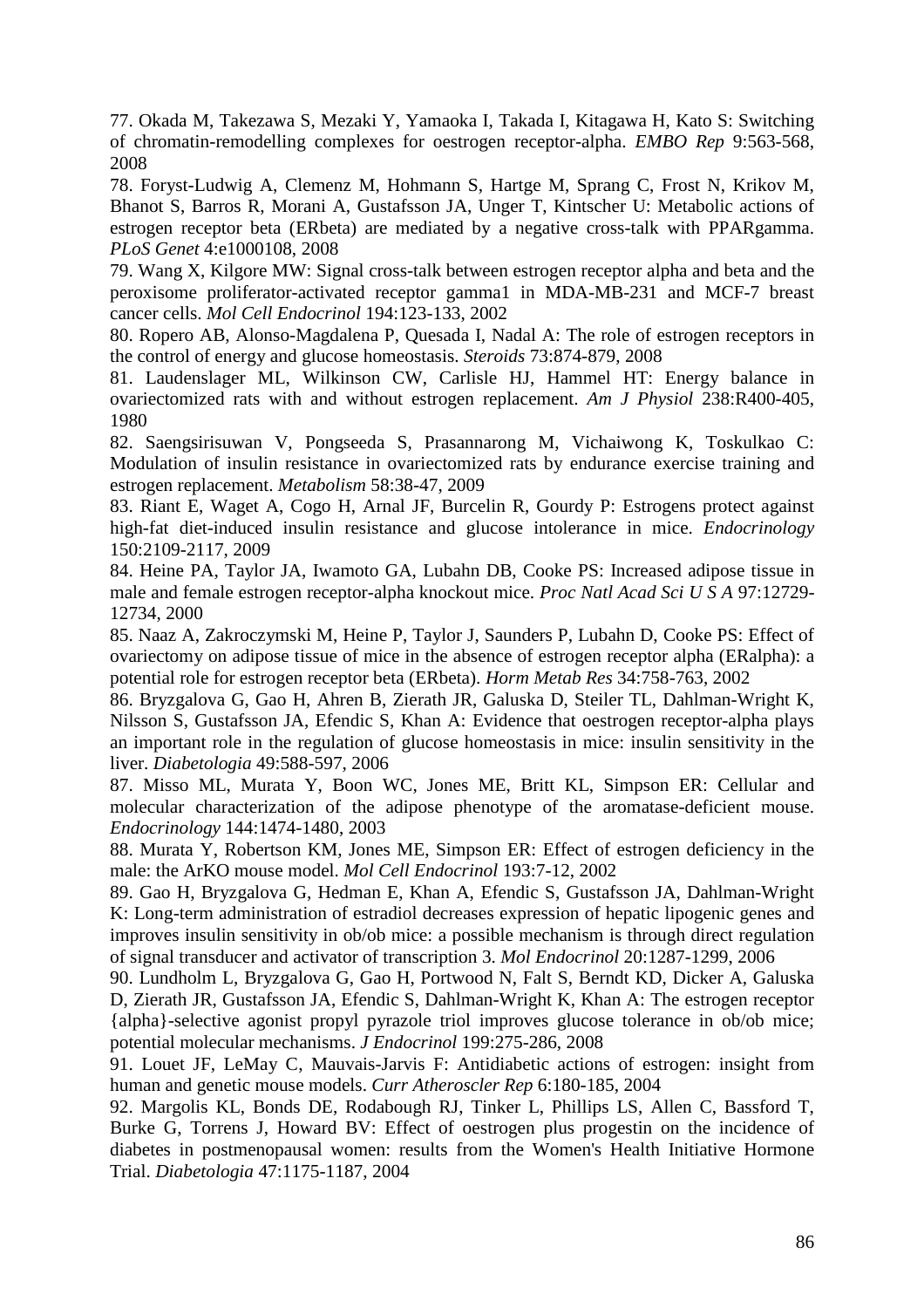77. Okada M, Takezawa S, Mezaki Y, Yamaoka I, Takada I, Kitagawa H, Kato S: Switching of chromatin-remodelling complexes for oestrogen receptor-alpha. *EMBO Rep* 9:563-568, 2008

78. Foryst-Ludwig A, Clemenz M, Hohmann S, Hartge M, Sprang C, Frost N, Krikov M, Bhanot S, Barros R, Morani A, Gustafsson JA, Unger T, Kintscher U: Metabolic actions of estrogen receptor beta (ERbeta) are mediated by a negative cross-talk with PPARgamma. *PLoS Genet* 4:e1000108, 2008

79. Wang X, Kilgore MW: Signal cross-talk between estrogen receptor alpha and beta and the peroxisome proliferator-activated receptor gamma1 in MDA-MB-231 and MCF-7 breast cancer cells. *Mol Cell Endocrinol* 194:123-133, 2002

80. Ropero AB, Alonso-Magdalena P, Quesada I, Nadal A: The role of estrogen receptors in the control of energy and glucose homeostasis. *Steroids* 73:874-879, 2008

81. Laudenslager ML, Wilkinson CW, Carlisle HJ, Hammel HT: Energy balance in ovariectomized rats with and without estrogen replacement. *Am J Physiol* 238:R400-405, 1980

82. Saengsirisuwan V, Pongseeda S, Prasannarong M, Vichaiwong K, Toskulkao C: Modulation of insulin resistance in ovariectomized rats by endurance exercise training and estrogen replacement. *Metabolism* 58:38-47, 2009

83. Riant E, Waget A, Cogo H, Arnal JF, Burcelin R, Gourdy P: Estrogens protect against high-fat diet-induced insulin resistance and glucose intolerance in mice. *Endocrinology* 150:2109-2117, 2009

84. Heine PA, Taylor JA, Iwamoto GA, Lubahn DB, Cooke PS: Increased adipose tissue in male and female estrogen receptor-alpha knockout mice. *Proc Natl Acad Sci U S A* 97:12729-12734, 2000

85. Naaz A, Zakroczymski M, Heine P, Taylor J, Saunders P, Lubahn D, Cooke PS: Effect of ovariectomy on adipose tissue of mice in the absence of estrogen receptor alpha (ERalpha): a potential role for estrogen receptor beta (ERbeta). *Horm Metab Res* 34:758-763, 2002

86. Bryzgalova G, Gao H, Ahren B, Zierath JR, Galuska D, Steiler TL, Dahlman-Wright K, Nilsson S, Gustafsson JA, Efendic S, Khan A: Evidence that oestrogen receptor-alpha plays an important role in the regulation of glucose homeostasis in mice: insulin sensitivity in the liver. *Diabetologia* 49:588-597, 2006

87. Misso ML, Murata Y, Boon WC, Jones ME, Britt KL, Simpson ER: Cellular and molecular characterization of the adipose phenotype of the aromatase-deficient mouse. *Endocrinology* 144:1474-1480, 2003

88. Murata Y, Robertson KM, Jones ME, Simpson ER: Effect of estrogen deficiency in the male: the ArKO mouse model. *Mol Cell Endocrinol* 193:7-12, 2002

89. Gao H, Bryzgalova G, Hedman E, Khan A, Efendic S, Gustafsson JA, Dahlman-Wright K: Long-term administration of estradiol decreases expression of hepatic lipogenic genes and improves insulin sensitivity in ob/ob mice: a possible mechanism is through direct regulation of signal transducer and activator of transcription 3. *Mol Endocrinol* 20:1287-1299, 2006

90. Lundholm L, Bryzgalova G, Gao H, Portwood N, Falt S, Berndt KD, Dicker A, Galuska D, Zierath JR, Gustafsson JA, Efendic S, Dahlman-Wright K, Khan A: The estrogen receptor {alpha}-selective agonist propyl pyrazole triol improves glucose tolerance in ob/ob mice; potential molecular mechanisms. *J Endocrinol* 199:275-286, 2008

91. Louet JF, LeMay C, Mauvais-Jarvis F: Antidiabetic actions of estrogen: insight from human and genetic mouse models. *Curr Atheroscler Rep* 6:180-185, 2004

92. Margolis KL, Bonds DE, Rodabough RJ, Tinker L, Phillips LS, Allen C, Bassford T, Burke G, Torrens J, Howard BV: Effect of oestrogen plus progestin on the incidence of diabetes in postmenopausal women: results from the Women's Health Initiative Hormone Trial. *Diabetologia* 47:1175-1187, 2004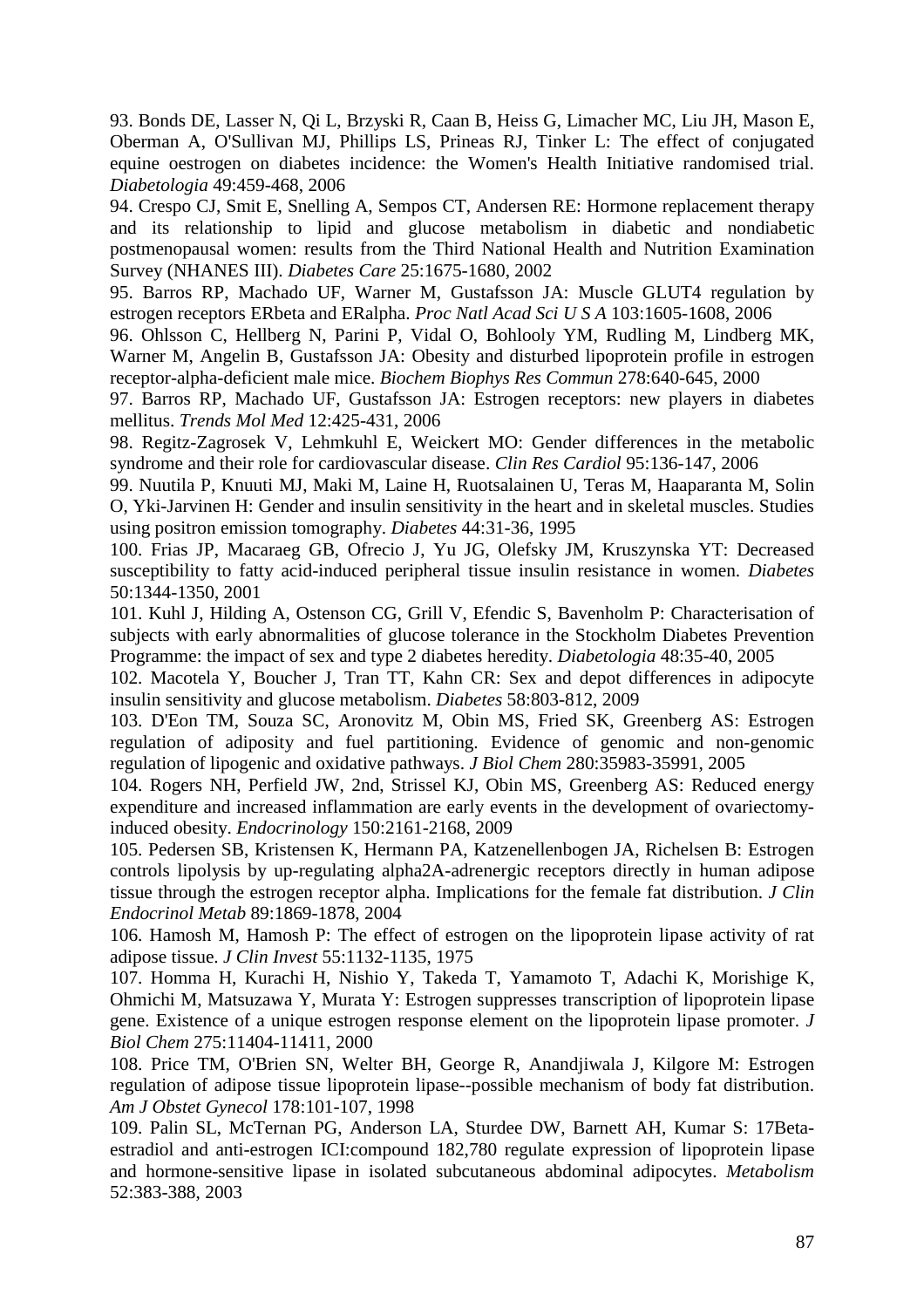93. Bonds DE, Lasser N, Qi L, Brzyski R, Caan B, Heiss G, Limacher MC, Liu JH, Mason E, Oberman A, O'Sullivan MJ, Phillips LS, Prineas RJ, Tinker L: The effect of conjugated equine oestrogen on diabetes incidence: the Women's Health Initiative randomised trial. *Diabetologia* 49:459-468, 2006

94. Crespo CJ, Smit E, Snelling A, Sempos CT, Andersen RE: Hormone replacement therapy and its relationship to lipid and glucose metabolism in diabetic and nondiabetic postmenopausal women: results from the Third National Health and Nutrition Examination Survey (NHANES III). *Diabetes Care* 25:1675-1680, 2002

95. Barros RP, Machado UF, Warner M, Gustafsson JA: Muscle GLUT4 regulation by estrogen receptors ERbeta and ERalpha. *Proc Natl Acad Sci U S A* 103:1605-1608, 2006

96. Ohlsson C, Hellberg N, Parini P, Vidal O, Bohlooly YM, Rudling M, Lindberg MK, Warner M, Angelin B, Gustafsson JA: Obesity and disturbed lipoprotein profile in estrogen receptor-alpha-deficient male mice. *Biochem Biophys Res Commun* 278:640-645, 2000

97. Barros RP, Machado UF, Gustafsson JA: Estrogen receptors: new players in diabetes mellitus. *Trends Mol Med* 12:425-431, 2006

98. Regitz-Zagrosek V, Lehmkuhl E, Weickert MO: Gender differences in the metabolic syndrome and their role for cardiovascular disease. *Clin Res Cardiol* 95:136-147, 2006

99. Nuutila P, Knuuti MJ, Maki M, Laine H, Ruotsalainen U, Teras M, Haaparanta M, Solin O, Yki-Jarvinen H: Gender and insulin sensitivity in the heart and in skeletal muscles. Studies using positron emission tomography. *Diabetes* 44:31-36, 1995

100. Frias JP, Macaraeg GB, Ofrecio J, Yu JG, Olefsky JM, Kruszynska YT: Decreased susceptibility to fatty acid-induced peripheral tissue insulin resistance in women. *Diabetes* 50:1344-1350, 2001

101. Kuhl J, Hilding A, Ostenson CG, Grill V, Efendic S, Bavenholm P: Characterisation of subjects with early abnormalities of glucose tolerance in the Stockholm Diabetes Prevention Programme: the impact of sex and type 2 diabetes heredity. *Diabetologia* 48:35-40, 2005

102. Macotela Y, Boucher J, Tran TT, Kahn CR: Sex and depot differences in adipocyte insulin sensitivity and glucose metabolism. *Diabetes* 58:803-812, 2009

103. D'Eon TM, Souza SC, Aronovitz M, Obin MS, Fried SK, Greenberg AS: Estrogen regulation of adiposity and fuel partitioning. Evidence of genomic and non-genomic regulation of lipogenic and oxidative pathways. *J Biol Chem* 280:35983-35991, 2005

104. Rogers NH, Perfield JW, 2nd, Strissel KJ, Obin MS, Greenberg AS: Reduced energy expenditure and increased inflammation are early events in the development of ovariectomy-induced obesity. *Endocrinology* 150:2161-2168, 2009

105. Pedersen SB, Kristensen K, Hermann PA, Katzenellenbogen JA, Richelsen B: Estrogen controls lipolysis by up-regulating alpha2A-adrenergic receptors directly in human adipose tissue through the estrogen receptor alpha. Implications for the female fat distribution. *J Clin Endocrinol Metab* 89:1869-1878, 2004

106. Hamosh M, Hamosh P: The effect of estrogen on the lipoprotein lipase activity of rat adipose tissue. *J Clin Invest* 55:1132-1135, 1975

107. Homma H, Kurachi H, Nishio Y, Takeda T, Yamamoto T, Adachi K, Morishige K, Ohmichi M, Matsuzawa Y, Murata Y: Estrogen suppresses transcription of lipoprotein lipase gene. Existence of a unique estrogen response element on the lipoprotein lipase promoter. *J Biol Chem* 275:11404-11411, 2000

108. Price TM, O'Brien SN, Welter BH, George R, Anandjiwala J, Kilgore M: Estrogen regulation of adipose tissue lipoprotein lipase--possible mechanism of body fat distribution. *Am J Obstet Gynecol* 178:101-107, 1998

109. Palin SL, McTernan PG, Anderson LA, Sturdee DW, Barnett AH, Kumar S: 17Beta-estradiol and anti-estrogen ICI:compound 182,780 regulate expression of lipoprotein lipase and hormone-sensitive lipase in isolated subcutaneous abdominal adipocytes. *Metabolism* 52:383-388, 2003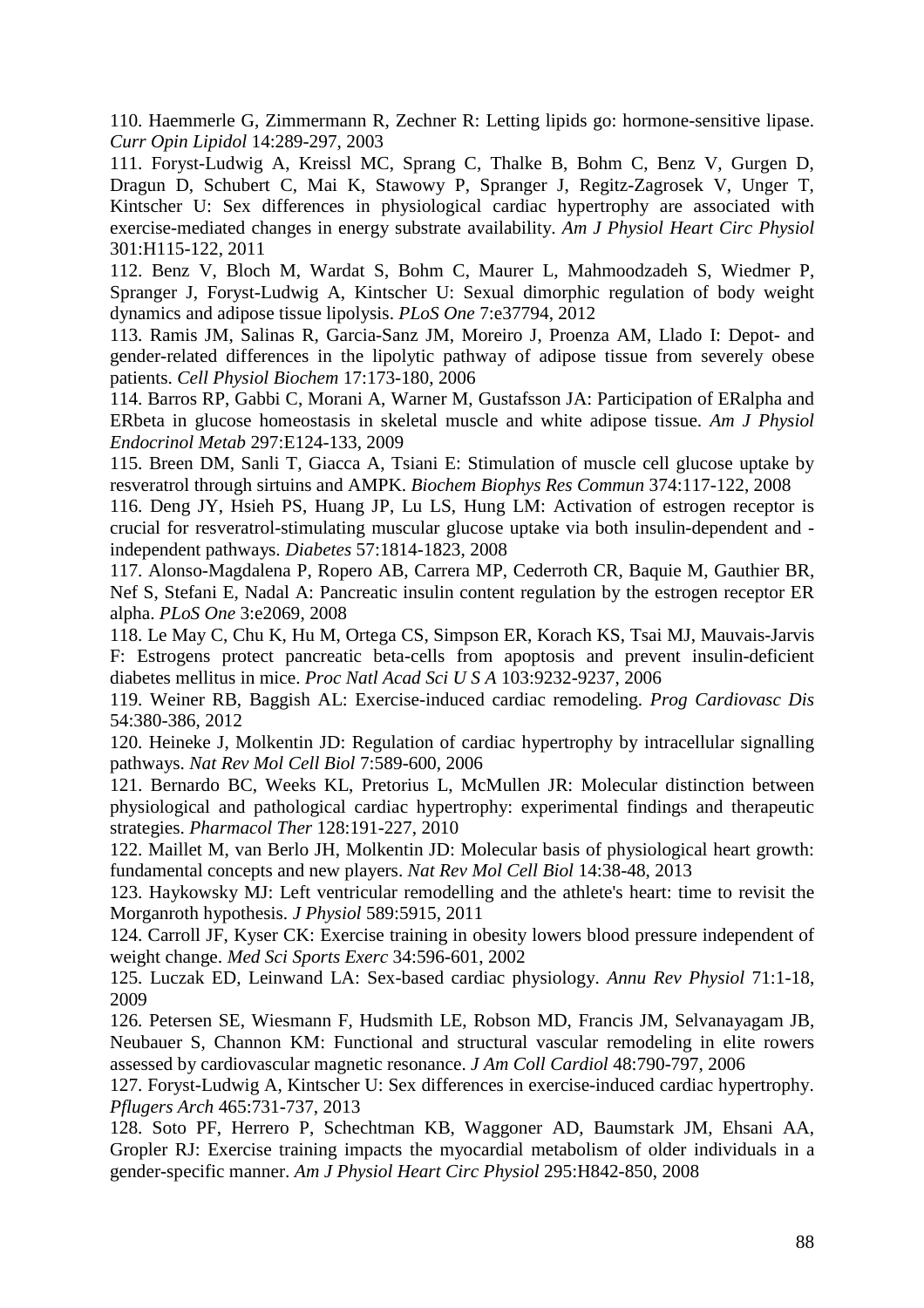110. Haemmerle G, Zimmermann R, Zechner R: Letting lipids go: hormone-sensitive lipase. *Curr Opin Lipidol* 14:289-297, 2003

111. Foryst-Ludwig A, Kreissl MC, Sprang C, Thalke B, Bohm C, Benz V, Gurgen D, Dragun D, Schubert C, Mai K, Stawowy P, Spranger J, Regitz-Zagrosek V, Unger T, Kintscher U: Sex differences in physiological cardiac hypertrophy are associated with exercise-mediated changes in energy substrate availability. *Am J Physiol Heart Circ Physiol* 301:H115-122, 2011

112. Benz V, Bloch M, Wardat S, Bohm C, Maurer L, Mahmoodzadeh S, Wiedmer P, Spranger J, Foryst-Ludwig A, Kintscher U: Sexual dimorphic regulation of body weight dynamics and adipose tissue lipolysis. *PLoS One* 7:e37794, 2012

113. Ramis JM, Salinas R, Garcia-Sanz JM, Moreiro J, Proenza AM, Llado I: Depot- and gender-related differences in the lipolytic pathway of adipose tissue from severely obese patients. *Cell Physiol Biochem* 17:173-180, 2006

114. Barros RP, Gabbi C, Morani A, Warner M, Gustafsson JA: Participation of ERalpha and ERbeta in glucose homeostasis in skeletal muscle and white adipose tissue. *Am J Physiol Endocrinol Metab* 297:E124-133, 2009

115. Breen DM, Sanli T, Giacca A, Tsiani E: Stimulation of muscle cell glucose uptake by resveratrol through sirtuins and AMPK. *Biochem Biophys Res Commun* 374:117-122, 2008

116. Deng JY, Hsieh PS, Huang JP, Lu LS, Hung LM: Activation of estrogen receptor is crucial for resveratrol-stimulating muscular glucose uptake via both insulin-dependent and -independent pathways. *Diabetes* 57:1814-1823, 2008

117. Alonso-Magdalena P, Ropero AB, Carrera MP, Cederroth CR, Baquie M, Gauthier BR, Nef S, Stefani E, Nadal A: Pancreatic insulin content regulation by the estrogen receptor ER alpha. *PLoS One* 3:e2069, 2008

118. Le May C, Chu K, Hu M, Ortega CS, Simpson ER, Korach KS, Tsai MJ, Mauvais-Jarvis F: Estrogens protect pancreatic beta-cells from apoptosis and prevent insulin-deficient diabetes mellitus in mice. *Proc Natl Acad Sci U S A* 103:9232-9237, 2006

119. Weiner RB, Baggish AL: Exercise-induced cardiac remodeling. *Prog Cardiovasc Dis* 54:380-386, 2012

120. Heineke J, Molkentin JD: Regulation of cardiac hypertrophy by intracellular signalling pathways. *Nat Rev Mol Cell Biol* 7:589-600, 2006

121. Bernardo BC, Weeks KL, Pretorius L, McMullen JR: Molecular distinction between physiological and pathological cardiac hypertrophy: experimental findings and therapeutic strategies. *Pharmacol Ther* 128:191-227, 2010

122. Maillet M, van Berlo JH, Molkentin JD: Molecular basis of physiological heart growth: fundamental concepts and new players. *Nat Rev Mol Cell Biol* 14:38-48, 2013

123. Haykowsky MJ: Left ventricular remodelling and the athlete's heart: time to revisit the Morganroth hypothesis. *J Physiol* 589:5915, 2011

124. Carroll JF, Kyser CK: Exercise training in obesity lowers blood pressure independent of weight change. *Med Sci Sports Exerc* 34:596-601, 2002

125. Luczak ED, Leinwand LA: Sex-based cardiac physiology. *Annu Rev Physiol* 71:1-18, 2009

126. Petersen SE, Wiesmann F, Hudsmith LE, Robson MD, Francis JM, Selvanayagam JB, Neubauer S, Channon KM: Functional and structural vascular remodeling in elite rowers assessed by cardiovascular magnetic resonance. *J Am Coll Cardiol* 48:790-797, 2006

127. Foryst-Ludwig A, Kintscher U: Sex differences in exercise-induced cardiac hypertrophy. *Pflugers Arch* 465:731-737, 2013

128. Soto PF, Herrero P, Schechtman KB, Waggoner AD, Baumstark JM, Ehsani AA, Gropler RJ: Exercise training impacts the myocardial metabolism of older individuals in a gender-specific manner. *Am J Physiol Heart Circ Physiol* 295:H842-850, 2008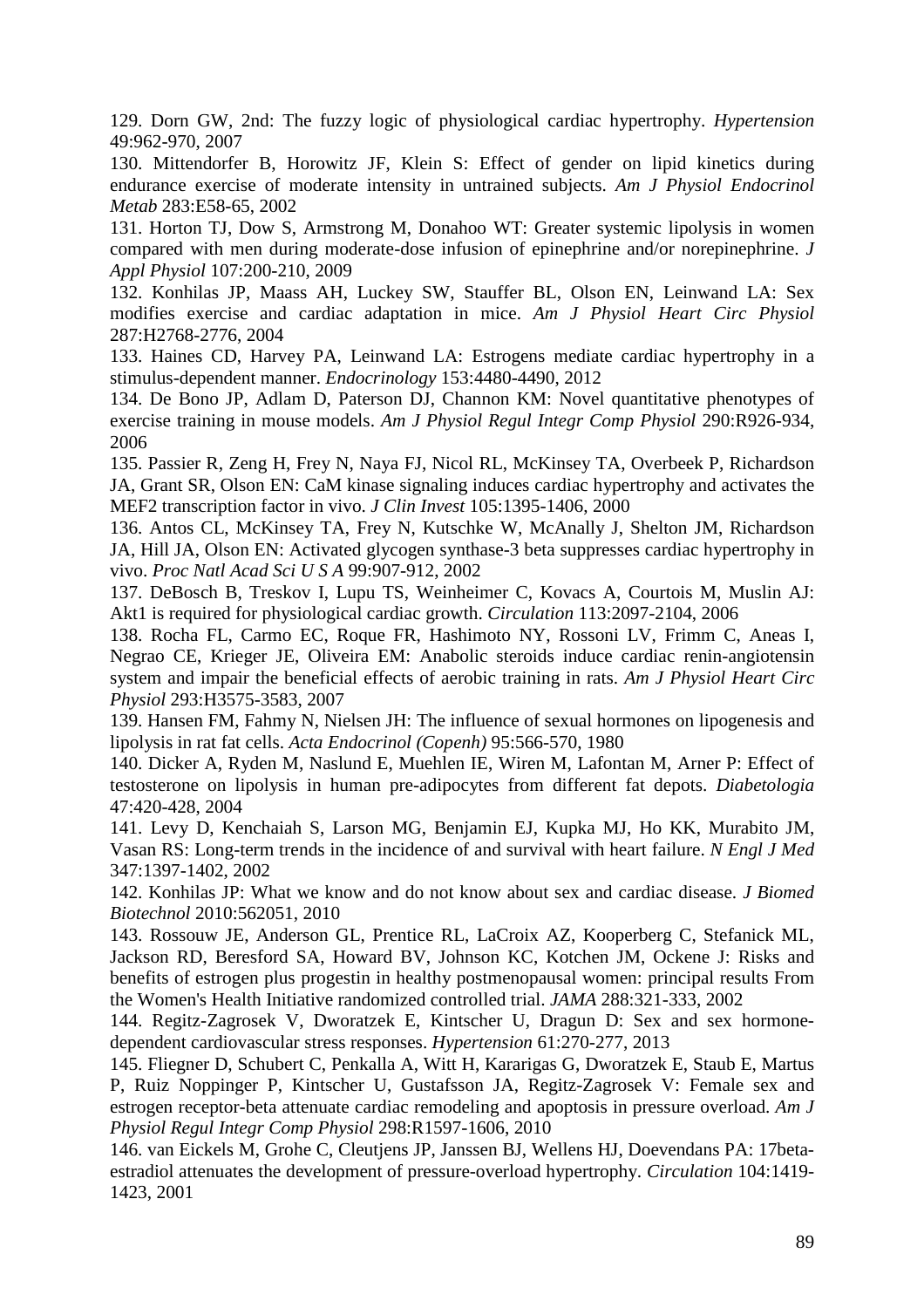129. Dorn GW, 2nd: The fuzzy logic of physiological cardiac hypertrophy. *Hypertension* 49:962-970, 2007

130. Mittendorfer B, Horowitz JF, Klein S: Effect of gender on lipid kinetics during endurance exercise of moderate intensity in untrained subjects. *Am J Physiol Endocrinol Metab* 283:E58-65, 2002

131. Horton TJ, Dow S, Armstrong M, Donahoo WT: Greater systemic lipolysis in women compared with men during moderate-dose infusion of epinephrine and/or norepinephrine. *J Appl Physiol* 107:200-210, 2009

132. Konhilas JP, Maass AH, Luckey SW, Stauffer BL, Olson EN, Leinwand LA: Sex modifies exercise and cardiac adaptation in mice. *Am J Physiol Heart Circ Physiol* 287:H2768-2776, 2004

133. Haines CD, Harvey PA, Leinwand LA: Estrogens mediate cardiac hypertrophy in a stimulus-dependent manner. *Endocrinology* 153:4480-4490, 2012

134. De Bono JP, Adlam D, Paterson DJ, Channon KM: Novel quantitative phenotypes of exercise training in mouse models. *Am J Physiol Regul Integr Comp Physiol* 290:R926-934, 2006

135. Passier R, Zeng H, Frey N, Naya FJ, Nicol RL, McKinsey TA, Overbeek P, Richardson JA, Grant SR, Olson EN: CaM kinase signaling induces cardiac hypertrophy and activates the MEF2 transcription factor in vivo. *J Clin Invest* 105:1395-1406, 2000

136. Antos CL, McKinsey TA, Frey N, Kutschke W, McAnally J, Shelton JM, Richardson JA, Hill JA, Olson EN: Activated glycogen synthase-3 beta suppresses cardiac hypertrophy in vivo. *Proc Natl Acad Sci U S A* 99:907-912, 2002

137. DeBosch B, Treskov I, Lupu TS, Weinheimer C, Kovacs A, Courtois M, Muslin AJ: Akt1 is required for physiological cardiac growth. *Circulation* 113:2097-2104, 2006

138. Rocha FL, Carmo EC, Roque FR, Hashimoto NY, Rossoni LV, Frimm C, Aneas I, Negrao CE, Krieger JE, Oliveira EM: Anabolic steroids induce cardiac renin-angiotensin system and impair the beneficial effects of aerobic training in rats. *Am J Physiol Heart Circ Physiol* 293:H3575-3583, 2007

139. Hansen FM, Fahmy N, Nielsen JH: The influence of sexual hormones on lipogenesis and lipolysis in rat fat cells. *Acta Endocrinol (Copenh)* 95:566-570, 1980

140. Dicker A, Ryden M, Naslund E, Muehlen IE, Wiren M, Lafontan M, Arner P: Effect of testosterone on lipolysis in human pre-adipocytes from different fat depots. *Diabetologia* 47:420-428, 2004

141. Levy D, Kenchaiah S, Larson MG, Benjamin EJ, Kupka MJ, Ho KK, Murabito JM, Vasan RS: Long-term trends in the incidence of and survival with heart failure. *N Engl J Med* 347:1397-1402, 2002

142. Konhilas JP: What we know and do not know about sex and cardiac disease. *J Biomed Biotechnol* 2010:562051, 2010

143. Rossouw JE, Anderson GL, Prentice RL, LaCroix AZ, Kooperberg C, Stefanick ML, Jackson RD, Beresford SA, Howard BV, Johnson KC, Kotchen JM, Ockene J: Risks and benefits of estrogen plus progestin in healthy postmenopausal women: principal results From the Women's Health Initiative randomized controlled trial. *JAMA* 288:321-333, 2002

144. Regitz-Zagrosek V, Dworatzek E, Kintscher U, Dragun D: Sex and sex hormone-dependent cardiovascular stress responses. *Hypertension* 61:270-277, 2013

145. Fliegner D, Schubert C, Penkalla A, Witt H, Kararigas G, Dworatzek E, Staub E, Martus P, Ruiz Noppinger P, Kintscher U, Gustafsson JA, Regitz-Zagrosek V: Female sex and estrogen receptor-beta attenuate cardiac remodeling and apoptosis in pressure overload. *Am J Physiol Regul Integr Comp Physiol* 298:R1597-1606, 2010

146. van Eickels M, Grohe C, Cleutjens JP, Janssen BJ, Wellens HJ, Doevendans PA: 17beta-estradiol attenuates the development of pressure-overload hypertrophy. *Circulation* 104:1419-1423, 2001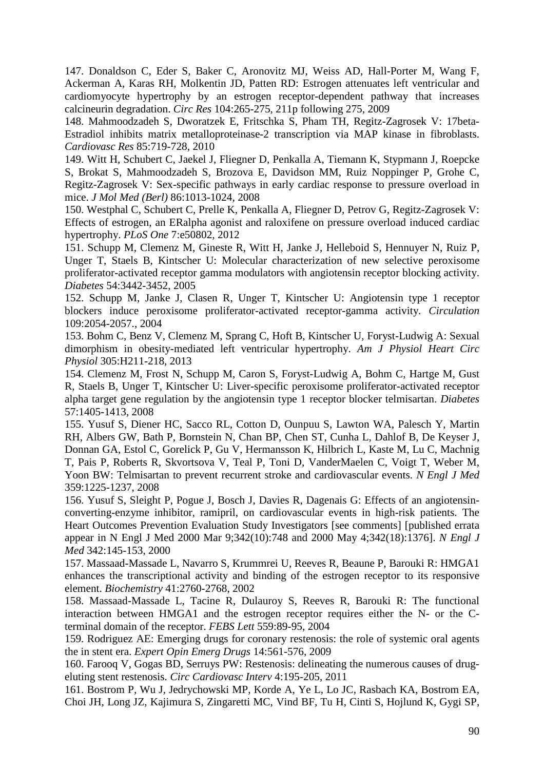147. Donaldson C, Eder S, Baker C, Aronovitz MJ, Weiss AD, Hall-Porter M, Wang F, Ackerman A, Karas RH, Molkentin JD, Patten RD: Estrogen attenuates left ventricular and cardiomyocyte hypertrophy by an estrogen receptor-dependent pathway that increases calcineurin degradation. *Circ Res* 104:265-275, 211p following 275, 2009

148. Mahmoodzadeh S, Dworatzek E, Fritschka S, Pham TH, Regitz-Zagrosek V: 17beta-Estradiol inhibits matrix metalloproteinase-2 transcription via MAP kinase in fibroblasts. *Cardiovasc Res* 85:719-728, 2010

149. Witt H, Schubert C, Jaekel J, Fliegner D, Penkalla A, Tiemann K, Stypmann J, Roepcke S, Brokat S, Mahmoodzadeh S, Brozova E, Davidson MM, Ruiz Noppinger P, Grohe C, Regitz-Zagrosek V: Sex-specific pathways in early cardiac response to pressure overload in mice. *J Mol Med (Berl)* 86:1013-1024, 2008

150. Westphal C, Schubert C, Prelle K, Penkalla A, Fliegner D, Petrov G, Regitz-Zagrosek V: Effects of estrogen, an ERalpha agonist and raloxifene on pressure overload induced cardiac hypertrophy. *PLoS One* 7:e50802, 2012

151. Schupp M, Clemenz M, Gineste R, Witt H, Janke J, Helleboid S, Hennuyer N, Ruiz P, Unger T, Staels B, Kintscher U: Molecular characterization of new selective peroxisome proliferator-activated receptor gamma modulators with angiotensin receptor blocking activity. *Diabetes* 54:3442-3452, 2005

152. Schupp M, Janke J, Clasen R, Unger T, Kintscher U: Angiotensin type 1 receptor blockers induce peroxisome proliferator-activated receptor-gamma activity. *Circulation* 109:2054-2057., 2004

153. Bohm C, Benz V, Clemenz M, Sprang C, Hoft B, Kintscher U, Foryst-Ludwig A: Sexual dimorphism in obesity-mediated left ventricular hypertrophy. *Am J Physiol Heart Circ Physiol* 305:H211-218, 2013

154. Clemenz M, Frost N, Schupp M, Caron S, Foryst-Ludwig A, Bohm C, Hartge M, Gust R, Staels B, Unger T, Kintscher U: Liver-specific peroxisome proliferator-activated receptor alpha target gene regulation by the angiotensin type 1 receptor blocker telmisartan. *Diabetes* 57:1405-1413, 2008

155. Yusuf S, Diener HC, Sacco RL, Cotton D, Ounpuu S, Lawton WA, Palesch Y, Martin RH, Albers GW, Bath P, Bornstein N, Chan BP, Chen ST, Cunha L, Dahlof B, De Keyser J, Donnan GA, Estol C, Gorelick P, Gu V, Hermansson K, Hilbrich L, Kaste M, Lu C, Machnig T, Pais P, Roberts R, Skvortsova V, Teal P, Toni D, VanderMaelen C, Voigt T, Weber M, Yoon BW: Telmisartan to prevent recurrent stroke and cardiovascular events. *N Engl J Med* 359:1225-1237, 2008

156. Yusuf S, Sleight P, Pogue J, Bosch J, Davies R, Dagenais G: Effects of an angiotensin-converting-enzyme inhibitor, ramipril, on cardiovascular events in high-risk patients. The Heart Outcomes Prevention Evaluation Study Investigators [see comments] [published errata appear in N Engl J Med 2000 Mar 9;342(10):748 and 2000 May 4;342(18):1376]. *N Engl J Med* 342:145-153, 2000

157. Massaad-Massade L, Navarro S, Krummrei U, Reeves R, Beaune P, Barouki R: HMGA1 enhances the transcriptional activity and binding of the estrogen receptor to its responsive element. *Biochemistry* 41:2760-2768, 2002

158. Massaad-Massade L, Tacine R, Dulauroy S, Reeves R, Barouki R: The functional interaction between HMGA1 and the estrogen receptor requires either the N- or the C-terminal domain of the receptor. *FEBS Lett* 559:89-95, 2004

159. Rodriguez AE: Emerging drugs for coronary restenosis: the role of systemic oral agents the in stent era. *Expert Opin Emerg Drugs* 14:561-576, 2009

160. Farooq V, Gogas BD, Serruys PW: Restenosis: delineating the numerous causes of drug-eluting stent restenosis. *Circ Cardiovasc Interv* 4:195-205, 2011

161. Bostrom P, Wu J, Jedrychowski MP, Korde A, Ye L, Lo JC, Rasbach KA, Bostrom EA, Choi JH, Long JZ, Kajimura S, Zingaretti MC, Vind BF, Tu H, Cinti S, Hojlund K, Gygi SP,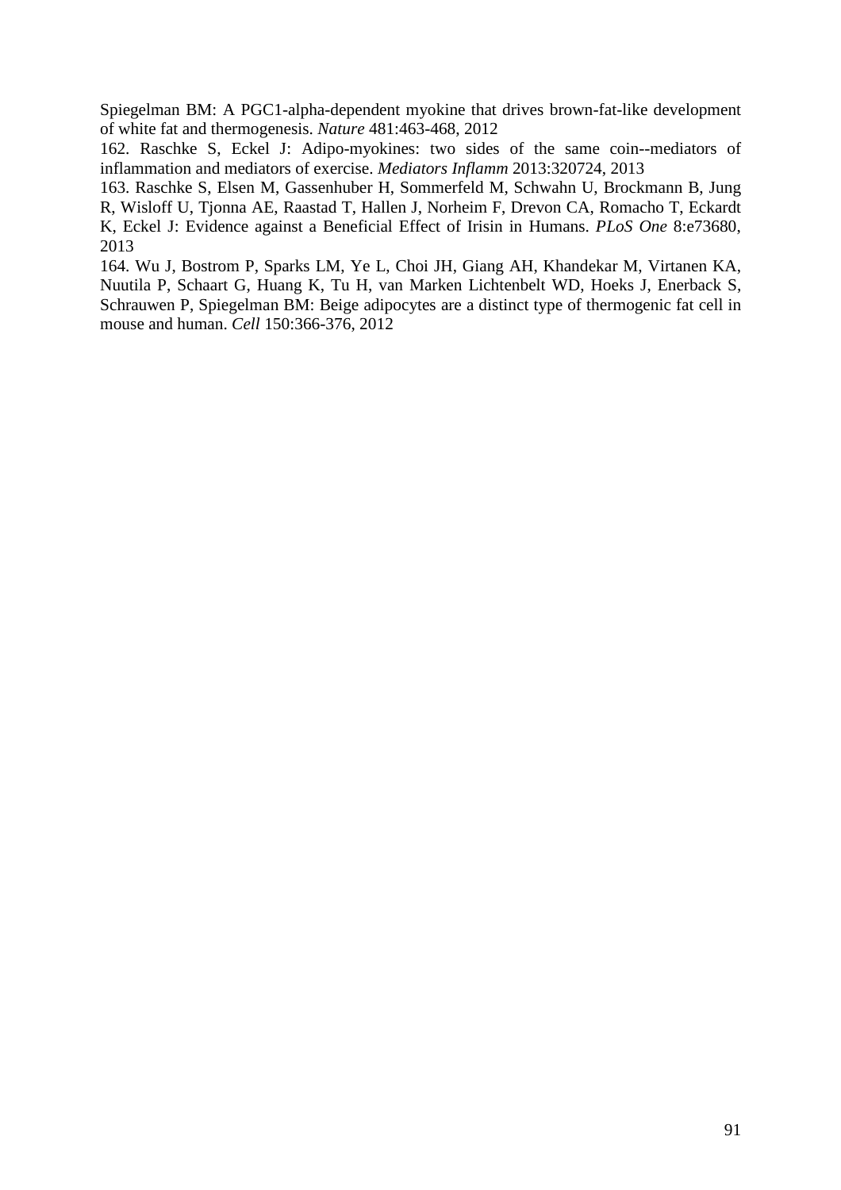Spiegelman BM: A PGC1-alpha-dependent myokine that drives brown-fat-like development of white fat and thermogenesis. *Nature* 481:463-468, 2012

162. Raschke S, Eckel J: Adipo-myokines: two sides of the same coin--mediators of inflammation and mediators of exercise. *Mediators Inflamm* 2013:320724, 2013

163. Raschke S, Elsen M, Gassenhuber H, Sommerfeld M, Schwahn U, Brockmann B, Jung R, Wisloff U, Tjonna AE, Raastad T, Hallen J, Norheim F, Drevon CA, Romacho T, Eckardt K, Eckel J: Evidence against a Beneficial Effect of Irisin in Humans. *PLoS One* 8:e73680, 2013

164. Wu J, Bostrom P, Sparks LM, Ye L, Choi JH, Giang AH, Khandekar M, Virtanen KA, Nuutila P, Schaart G, Huang K, Tu H, van Marken Lichtenbelt WD, Hoeks J, Enerback S, Schrauwen P, Spiegelman BM: Beige adipocytes are a distinct type of thermogenic fat cell in mouse and human. *Cell* 150:366-376, 2012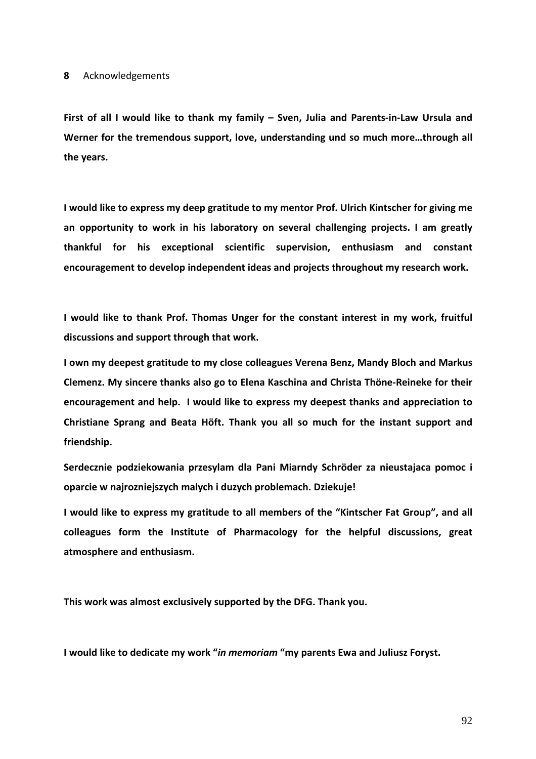## 8 Acknowledgements

**First of all I would like to thank my family – Sven, Julia and Parents-in-Law Ursula and Werner for the tremendous support, love, understanding und so much more…through all the years.**

**I would like to express my deep gratitude to my mentor Prof. Ulrich Kintscher for giving me an opportunity to work in his laboratory on several challenging projects. I am greatly thankful for his exceptional scientific supervision, enthusiasm and constant encouragement to develop independent ideas and projects throughout my research work.**

**I would like to thank Prof. Thomas Unger for the constant interest in my work, fruitful discussions and support through that work.**

**I own my deepest gratitude to my close colleagues Verena Benz, Mandy Bloch and Markus Clemenz. My sincere thanks also go to Elena Kaschina and Christa Thöne-Reineke for their encouragement and help. I would like to express my deepest thanks and appreciation to Christiane Sprang and Beata Höft. Thank you all so much for the instant support and friendship.**

**Serdecznie podziekowania przesylam dla Pani Miarndy Schröder za nieustajaca pomoc i oparcie w najrozniejszych malych i duzych problemach. Dziekuje!**

**I would like to express my gratitude to all members of the "Kintscher Fat Group", and all colleagues form the Institute of Pharmacology for the helpful discussions, great atmosphere and enthusiasm.**

**This work was almost exclusively supported by the DFG. Thank you.**

**I would like to dedicate my work "*in memoriam* "my parents Ewa and Juliusz Foryst.**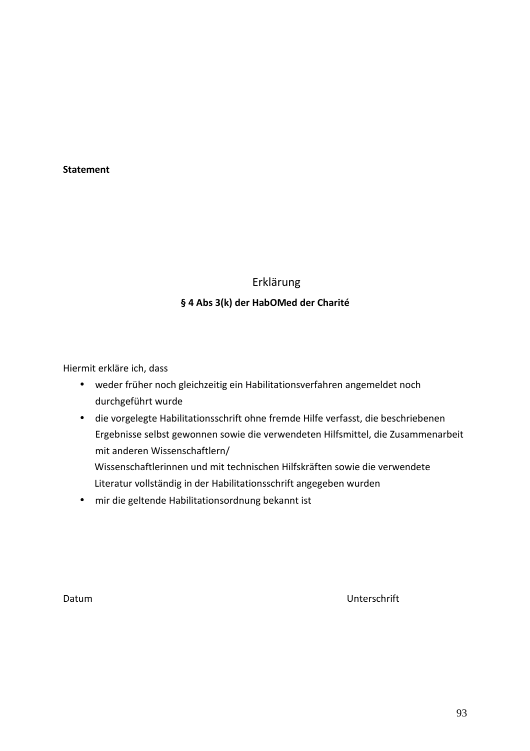**Statement**

# Erklärung

**§ 4 Abs 3(k) der HabOMed der Charité**

Hiermit erkläre ich, dass

- weder früher noch gleichzeitig ein Habilitationsverfahren angemeldet noch durchgeführt wurde
- die vorgelegte Habilitationsschrift ohne fremde Hilfe verfasst, die beschriebenen Ergebnisse selbst gewonnen sowie die verwendeten Hilfsmittel, die Zusammenarbeit mit anderen Wissenschaftlern/ Wissenschaftlerinnen und mit technischen Hilfskräften sowie die verwendete Literatur vollständig in der Habilitationsschrift angegeben wurden
- mir die geltende Habilitationsordnung bekannt ist

Datum Unterschrift